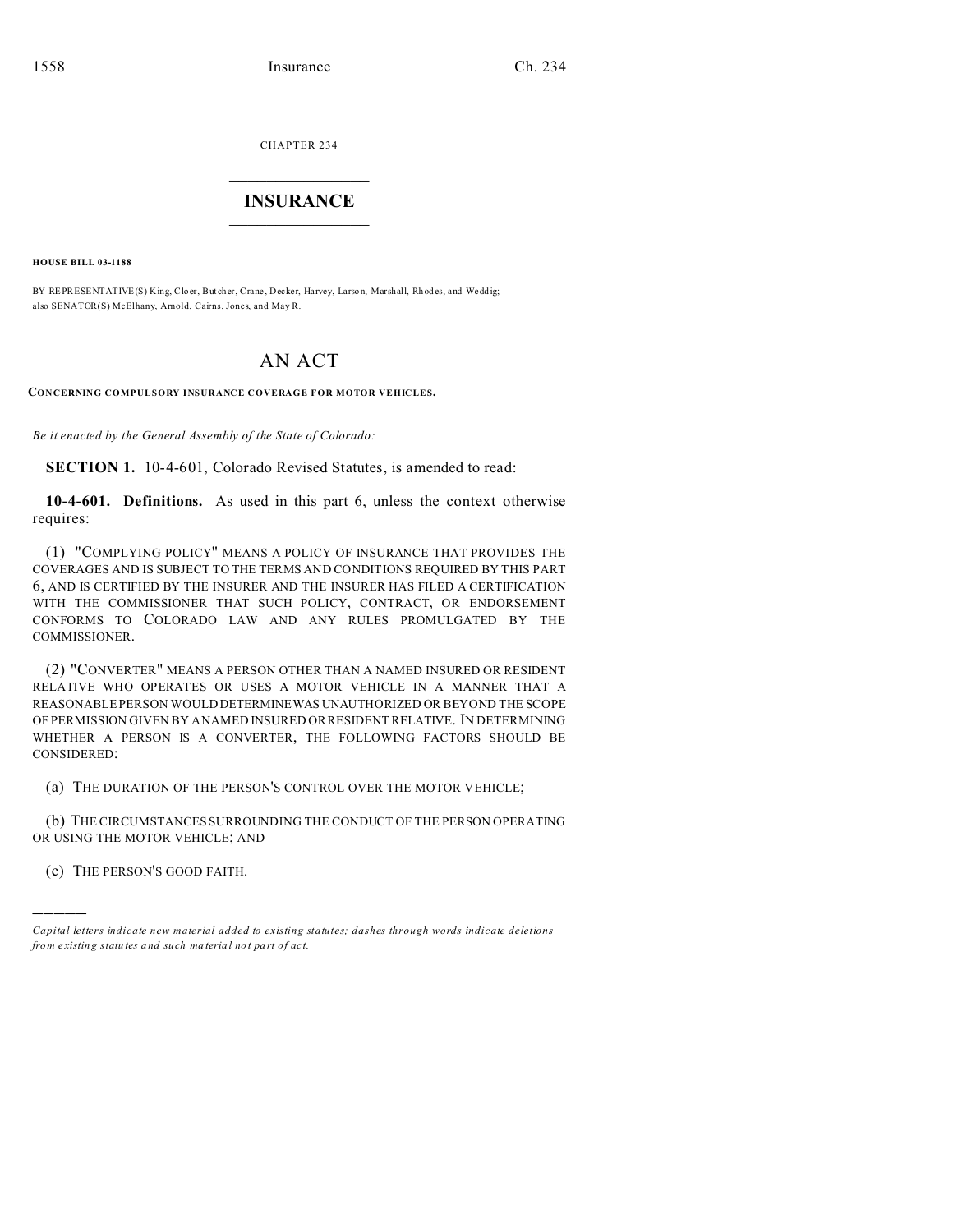CHAPTER 234

# INSURANCE

**HOUSE BILL 03-1188**

BY REPRESENTATIVE(S) King, Cloer, Butcher, Crane, Decker, Harvey, Larson, Marshall, Rhodes, and Weddig; also SENATOR(S) McElhany, Arnold, Cairns, Jones, and May R.

# AN ACT

**CONCERNING COMPULSORY INSURANCE COVERAGE FOR MOTOR VEHICLES.**

*Be it enacted by the General Assembly of the State of Colorado:*

**SECTION 1.** 10-4-601, Colorado Revised Statutes, is amended to read:

**10-4-601. Definitions.** As used in this part 6, unless the context otherwise requires:

(1) "COMPLYING POLICY" MEANS A POLICY OF INSURANCE THAT PROVIDES THE COVERAGES AND IS SUBJECT TO THE TERMS AND CONDITIONS REQUIRED BY THIS PART 6, AND IS CERTIFIED BY THE INSURER AND THE INSURER HAS FILED A CERTIFICATION WITH THE COMMISSIONER THAT SUCH POLICY, CONTRACT, OR ENDORSEMENT CONFORMS TO COLORADO LAW AND ANY RULES PROMULGATED BY THE COMMISSIONER.

(2) "CONVERTER" MEANS A PERSON OTHER THAN A NAMED INSURED OR RESIDENT RELATIVE WHO OPERATES OR USES A MOTOR VEHICLE IN A MANNER THAT A REASONABLE PERSON WOULD DETERMINE WAS UNAUTHORIZED OR BEYOND THE SCOPE OF PERMISSION GIVEN BY A NAMED INSURED OR RESIDENT RELATIVE. IN DETERMINING WHETHER A PERSON IS A CONVERTER, THE FOLLOWING FACTORS SHOULD BE CONSIDERED:

(a) THE DURATION OF THE PERSON'S CONTROL OVER THE MOTOR VEHICLE;

(b) THE CIRCUMSTANCES SURROUNDING THE CONDUCT OF THE PERSON OPERATING OR USING THE MOTOR VEHICLE; AND

(c) THE PERSON'S GOOD FAITH.

---

*Capital letters indicate new material added to existing statutes; dashes through words indicate deletions from existing statutes and such material not part of act.*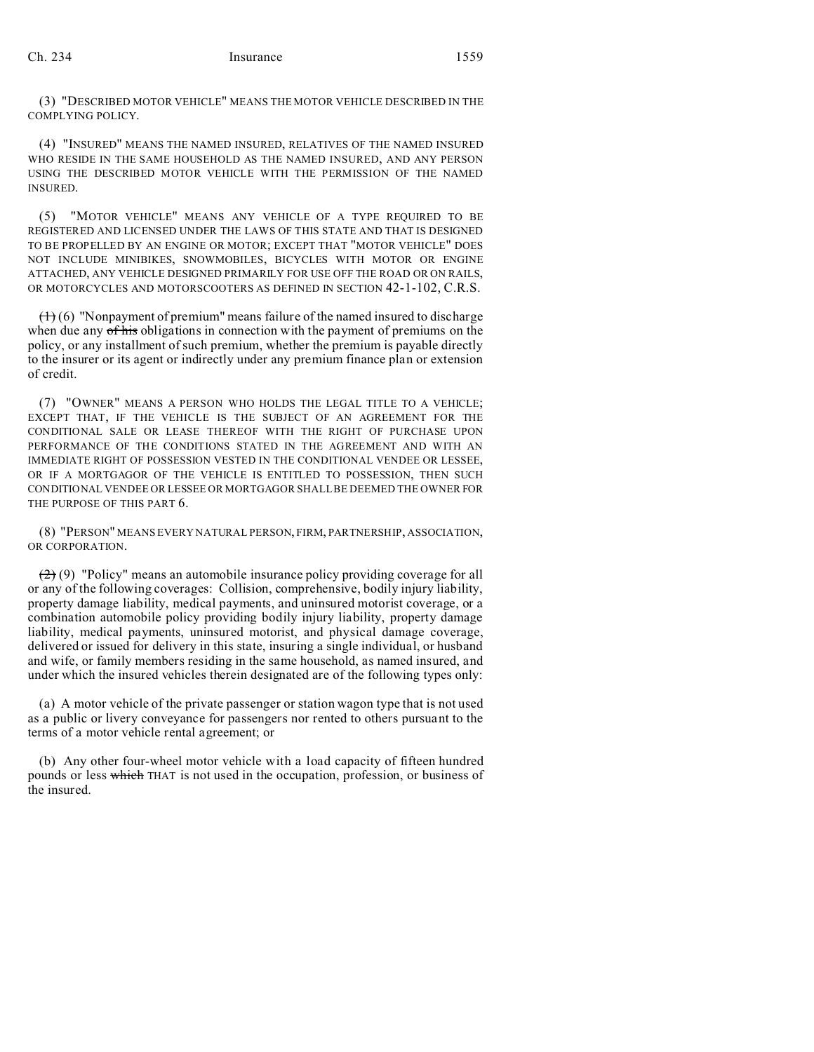(3) "DESCRIBED MOTOR VEHICLE" MEANS THE MOTOR VEHICLE DESCRIBED IN THE COMPLYING POLICY.

(4) "INSURED" MEANS THE NAMED INSURED, RELATIVES OF THE NAMED INSURED WHO RESIDE IN THE SAME HOUSEHOLD AS THE NAMED INSURED, AND ANY PERSON USING THE DESCRIBED MOTOR VEHICLE WITH THE PERMISSION OF THE NAMED INSURED.

(5) "MOTOR VEHICLE" MEANS ANY VEHICLE OF A TYPE REQUIRED TO BE REGISTERED AND LICENSED UNDER THE LAWS OF THIS STATE AND THAT IS DESIGNED TO BE PROPELLED BY AN ENGINE OR MOTOR; EXCEPT THAT "MOTOR VEHICLE" DOES NOT INCLUDE MINIBIKES, SNOWMOBILES, BICYCLES WITH MOTOR OR ENGINE ATTACHED, ANY VEHICLE DESIGNED PRIMARILY FOR USE OFF THE ROAD OR ON RAILS, OR MOTORCYCLES AND MOTORSCOOTERS AS DEFINED IN SECTION 42-1-102, C.R.S.

~~(1)~~ (6) "Nonpayment of premium" means failure of the named insured to discharge when due any ~~of his~~ obligations in connection with the payment of premiums on the policy, or any installment of such premium, whether the premium is payable directly to the insurer or its agent or indirectly under any premium finance plan or extension of credit.

(7) "OWNER" MEANS A PERSON WHO HOLDS THE LEGAL TITLE TO A VEHICLE; EXCEPT THAT, IF THE VEHICLE IS THE SUBJECT OF AN AGREEMENT FOR THE CONDITIONAL SALE OR LEASE THEREOF WITH THE RIGHT OF PURCHASE UPON PERFORMANCE OF THE CONDITIONS STATED IN THE AGREEMENT AND WITH AN IMMEDIATE RIGHT OF POSSESSION VESTED IN THE CONDITIONAL VENDEE OR LESSEE, OR IF A MORTGAGOR OF THE VEHICLE IS ENTITLED TO POSSESSION, THEN SUCH CONDITIONAL VENDEE OR LESSEE OR MORTGAGOR SHALL BE DEEMED THE OWNER FOR THE PURPOSE OF THIS PART 6.

(8) "PERSON" MEANS EVERY NATURAL PERSON, FIRM, PARTNERSHIP, ASSOCIATION, OR CORPORATION.

~~(2)~~ (9) "Policy" means an automobile insurance policy providing coverage for all or any of the following coverages: Collision, comprehensive, bodily injury liability, property damage liability, medical payments, and uninsured motorist coverage, or a combination automobile policy providing bodily injury liability, property damage liability, medical payments, uninsured motorist, and physical damage coverage, delivered or issued for delivery in this state, insuring a single individual, or husband and wife, or family members residing in the same household, as named insured, and under which the insured vehicles therein designated are of the following types only:

(a) A motor vehicle of the private passenger or station wagon type that is not used as a public or livery conveyance for passengers nor rented to others pursuant to the terms of a motor vehicle rental agreement; or

(b) Any other four-wheel motor vehicle with a load capacity of fifteen hundred pounds or less ~~which~~ THAT is not used in the occupation, profession, or business of the insured.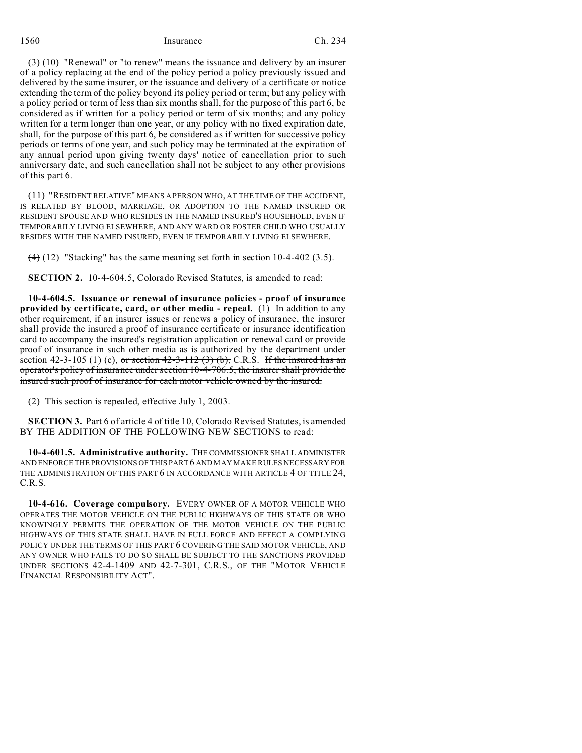~~(3)~~ (10) "Renewal" or "to renew" means the issuance and delivery by an insurer of a policy replacing at the end of the policy period a policy previously issued and delivered by the same insurer, or the issuance and delivery of a certificate or notice extending the term of the policy beyond its policy period or term; but any policy with a policy period or term of less than six months shall, for the purpose of this part 6, be considered as if written for a policy period or term of six months; and any policy written for a term longer than one year, or any policy with no fixed expiration date, shall, for the purpose of this part 6, be considered as if written for successive policy periods or terms of one year, and such policy may be terminated at the expiration of any annual period upon giving twenty days' notice of cancellation prior to such anniversary date, and such cancellation shall not be subject to any other provisions of this part 6.

(11) "RESIDENT RELATIVE" MEANS A PERSON WHO, AT THE TIME OF THE ACCIDENT, IS RELATED BY BLOOD, MARRIAGE, OR ADOPTION TO THE NAMED INSURED OR RESIDENT SPOUSE AND WHO RESIDES IN THE NAMED INSURED'S HOUSEHOLD, EVEN IF TEMPORARILY LIVING ELSEWHERE, AND ANY WARD OR FOSTER CHILD WHO USUALLY RESIDES WITH THE NAMED INSURED, EVEN IF TEMPORARILY LIVING ELSEWHERE.

~~(4)~~ (12) "Stacking" has the same meaning set forth in section 10-4-402 (3.5).

**SECTION 2.** 10-4-604.5, Colorado Revised Statutes, is amended to read:

**10-4-604.5. Issuance or renewal of insurance policies - proof of insurance provided by certificate, card, or other media - repeal.** (1) In addition to any other requirement, if an insurer issues or renews a policy of insurance, the insurer shall provide the insured a proof of insurance certificate or insurance identification card to accompany the insured's registration application or renewal card or provide proof of insurance in such other media as is authorized by the department under section 42-3-105 (1) (c), ~~or section 42-3-112 (3) (b),~~ C.R.S. ~~If the insured has an operator's policy of insurance under section 10-4-706.5, the insurer shall provide the insured such proof of insurance for each motor vehicle owned by the insured.~~

(2) ~~This section is repealed, effective July 1, 2003.~~

**SECTION 3.** Part 6 of article 4 of title 10, Colorado Revised Statutes, is amended BY THE ADDITION OF THE FOLLOWING NEW SECTIONS to read:

**10-4-601.5. Administrative authority.** THE COMMISSIONER SHALL ADMINISTER AND ENFORCE THE PROVISIONS OF THIS PART 6 AND MAY MAKE RULES NECESSARY FOR THE ADMINISTRATION OF THIS PART 6 IN ACCORDANCE WITH ARTICLE 4 OF TITLE 24, C.R.S.

**10-4-616. Coverage compulsory.** EVERY OWNER OF A MOTOR VEHICLE WHO OPERATES THE MOTOR VEHICLE ON THE PUBLIC HIGHWAYS OF THIS STATE OR WHO KNOWINGLY PERMITS THE OPERATION OF THE MOTOR VEHICLE ON THE PUBLIC HIGHWAYS OF THIS STATE SHALL HAVE IN FULL FORCE AND EFFECT A COMPLYING POLICY UNDER THE TERMS OF THIS PART 6 COVERING THE SAID MOTOR VEHICLE, AND ANY OWNER WHO FAILS TO DO SO SHALL BE SUBJECT TO THE SANCTIONS PROVIDED UNDER SECTIONS 42-4-1409 AND 42-7-301, C.R.S., OF THE "MOTOR VEHICLE FINANCIAL RESPONSIBILITY ACT".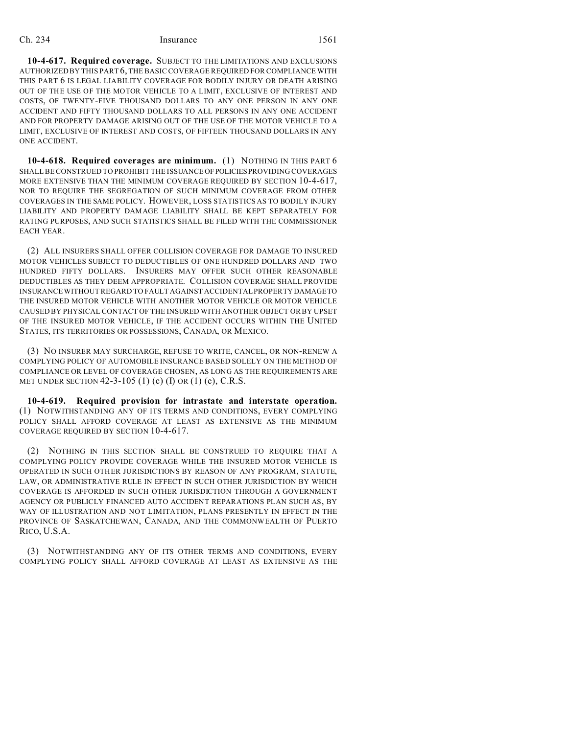**10-4-617. Required coverage.** SUBJECT TO THE LIMITATIONS AND EXCLUSIONS AUTHORIZED BY THIS PART 6, THE BASIC COVERAGE REQUIRED FOR COMPLIANCE WITH THIS PART 6 IS LEGAL LIABILITY COVERAGE FOR BODILY INJURY OR DEATH ARISING OUT OF THE USE OF THE MOTOR VEHICLE TO A LIMIT, EXCLUSIVE OF INTEREST AND COSTS, OF TWENTY-FIVE THOUSAND DOLLARS TO ANY ONE PERSON IN ANY ONE ACCIDENT AND FIFTY THOUSAND DOLLARS TO ALL PERSONS IN ANY ONE ACCIDENT AND FOR PROPERTY DAMAGE ARISING OUT OF THE USE OF THE MOTOR VEHICLE TO A LIMIT, EXCLUSIVE OF INTEREST AND COSTS, OF FIFTEEN THOUSAND DOLLARS IN ANY ONE ACCIDENT.

**10-4-618. Required coverages are minimum.** (1) NOTHING IN THIS PART 6 SHALL BE CONSTRUED TO PROHIBIT THE ISSUANCE OF POLICIES PROVIDING COVERAGES MORE EXTENSIVE THAN THE MINIMUM COVERAGE REQUIRED BY SECTION 10-4-617, NOR TO REQUIRE THE SEGREGATION OF SUCH MINIMUM COVERAGE FROM OTHER COVERAGES IN THE SAME POLICY. HOWEVER, LOSS STATISTICS AS TO BODILY INJURY LIABILITY AND PROPERTY DAMAGE LIABILITY SHALL BE KEPT SEPARATELY FOR RATING PURPOSES, AND SUCH STATISTICS SHALL BE FILED WITH THE COMMISSIONER EACH YEAR.

(2) ALL INSURERS SHALL OFFER COLLISION COVERAGE FOR DAMAGE TO INSURED MOTOR VEHICLES SUBJECT TO DEDUCTIBLES OF ONE HUNDRED DOLLARS AND TWO HUNDRED FIFTY DOLLARS. INSURERS MAY OFFER SUCH OTHER REASONABLE DEDUCTIBLES AS THEY DEEM APPROPRIATE. COLLISION COVERAGE SHALL PROVIDE INSURANCE WITHOUT REGARD TO FAULT AGAINST ACCIDENTAL PROPERTY DAMAGE TO THE INSURED MOTOR VEHICLE WITH ANOTHER MOTOR VEHICLE OR MOTOR VEHICLE CAUSED BY PHYSICAL CONTACT OF THE INSURED WITH ANOTHER OBJECT OR BY UPSET OF THE INSURED MOTOR VEHICLE, IF THE ACCIDENT OCCURS WITHIN THE UNITED STATES, ITS TERRITORIES OR POSSESSIONS, CANADA, OR MEXICO.

(3) NO INSURER MAY SURCHARGE, REFUSE TO WRITE, CANCEL, OR NON-RENEW A COMPLYING POLICY OF AUTOMOBILE INSURANCE BASED SOLELY ON THE METHOD OF COMPLIANCE OR LEVEL OF COVERAGE CHOSEN, AS LONG AS THE REQUIREMENTS ARE MET UNDER SECTION 42-3-105 (1) (c) (I) OR (1) (e), C.R.S.

**10-4-619. Required provision for intrastate and interstate operation.** (1) NOTWITHSTANDING ANY OF ITS TERMS AND CONDITIONS, EVERY COMPLYING POLICY SHALL AFFORD COVERAGE AT LEAST AS EXTENSIVE AS THE MINIMUM COVERAGE REQUIRED BY SECTION 10-4-617.

(2) NOTHING IN THIS SECTION SHALL BE CONSTRUED TO REQUIRE THAT A COMPLYING POLICY PROVIDE COVERAGE WHILE THE INSURED MOTOR VEHICLE IS OPERATED IN SUCH OTHER JURISDICTIONS BY REASON OF ANY PROGRAM, STATUTE, LAW, OR ADMINISTRATIVE RULE IN EFFECT IN SUCH OTHER JURISDICTION BY WHICH COVERAGE IS AFFORDED IN SUCH OTHER JURISDICTION THROUGH A GOVERNMENT AGENCY OR PUBLICLY FINANCED AUTO ACCIDENT REPARATIONS PLAN SUCH AS, BY WAY OF ILLUSTRATION AND NOT LIMITATION, PLANS PRESENTLY IN EFFECT IN THE PROVINCE OF SASKATCHEWAN, CANADA, AND THE COMMONWEALTH OF PUERTO RICO, U.S.A.

(3) NOTWITHSTANDING ANY OF ITS OTHER TERMS AND CONDITIONS, EVERY COMPLYING POLICY SHALL AFFORD COVERAGE AT LEAST AS EXTENSIVE AS THE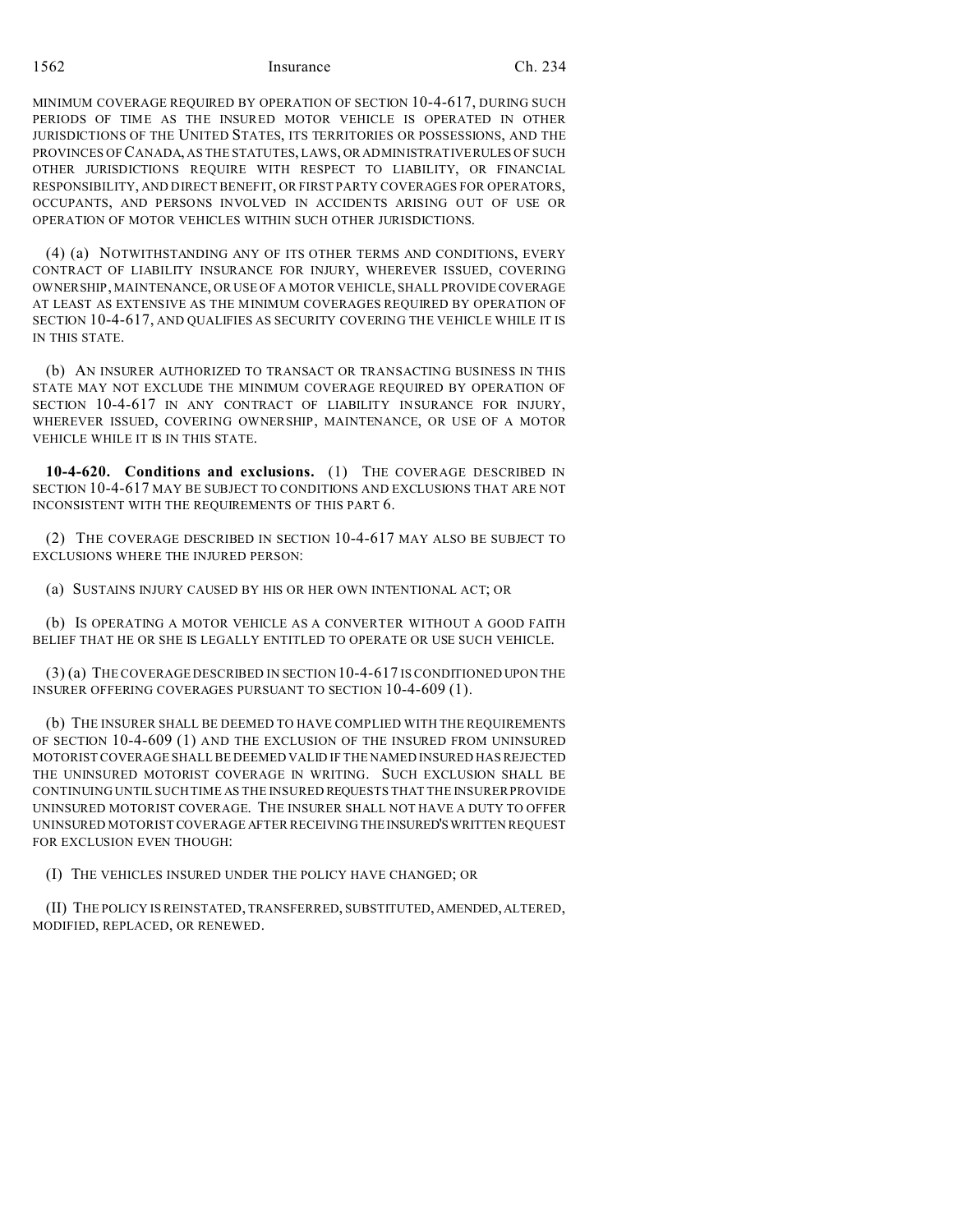MINIMUM COVERAGE REQUIRED BY OPERATION OF SECTION 10-4-617, DURING SUCH PERIODS OF TIME AS THE INSURED MOTOR VEHICLE IS OPERATED IN OTHER JURISDICTIONS OF THE UNITED STATES, ITS TERRITORIES OR POSSESSIONS, AND THE PROVINCES OF CANADA, AS THE STATUTES, LAWS, OR ADMINISTRATIVE RULES OF SUCH OTHER JURISDICTIONS REQUIRE WITH RESPECT TO LIABILITY, OR FINANCIAL RESPONSIBILITY, AND DIRECT BENEFIT, OR FIRST PARTY COVERAGES FOR OPERATORS, OCCUPANTS, AND PERSONS INVOLVED IN ACCIDENTS ARISING OUT OF USE OR OPERATION OF MOTOR VEHICLES WITHIN SUCH OTHER JURISDICTIONS.

(4) (a) NOTWITHSTANDING ANY OF ITS OTHER TERMS AND CONDITIONS, EVERY CONTRACT OF LIABILITY INSURANCE FOR INJURY, WHEREVER ISSUED, COVERING OWNERSHIP, MAINTENANCE, OR USE OF A MOTOR VEHICLE, SHALL PROVIDE COVERAGE AT LEAST AS EXTENSIVE AS THE MINIMUM COVERAGES REQUIRED BY OPERATION OF SECTION 10-4-617, AND QUALIFIES AS SECURITY COVERING THE VEHICLE WHILE IT IS IN THIS STATE.

(b) AN INSURER AUTHORIZED TO TRANSACT OR TRANSACTING BUSINESS IN THIS STATE MAY NOT EXCLUDE THE MINIMUM COVERAGE REQUIRED BY OPERATION OF SECTION 10-4-617 IN ANY CONTRACT OF LIABILITY INSURANCE FOR INJURY, WHEREVER ISSUED, COVERING OWNERSHIP, MAINTENANCE, OR USE OF A MOTOR VEHICLE WHILE IT IS IN THIS STATE.

**10-4-620. Conditions and exclusions.** (1) THE COVERAGE DESCRIBED IN SECTION 10-4-617 MAY BE SUBJECT TO CONDITIONS AND EXCLUSIONS THAT ARE NOT INCONSISTENT WITH THE REQUIREMENTS OF THIS PART 6.

(2) THE COVERAGE DESCRIBED IN SECTION 10-4-617 MAY ALSO BE SUBJECT TO EXCLUSIONS WHERE THE INJURED PERSON:

(a) SUSTAINS INJURY CAUSED BY HIS OR HER OWN INTENTIONAL ACT; OR

(b) IS OPERATING A MOTOR VEHICLE AS A CONVERTER WITHOUT A GOOD FAITH BELIEF THAT HE OR SHE IS LEGALLY ENTITLED TO OPERATE OR USE SUCH VEHICLE.

(3) (a) THE COVERAGE DESCRIBED IN SECTION 10-4-617 IS CONDITIONED UPON THE INSURER OFFERING COVERAGES PURSUANT TO SECTION 10-4-609 (1).

(b) THE INSURER SHALL BE DEEMED TO HAVE COMPLIED WITH THE REQUIREMENTS OF SECTION 10-4-609 (1) AND THE EXCLUSION OF THE INSURED FROM UNINSURED MOTORIST COVERAGE SHALL BE DEEMED VALID IF THE NAMED INSURED HAS REJECTED THE UNINSURED MOTORIST COVERAGE IN WRITING. SUCH EXCLUSION SHALL BE CONTINUING UNTIL SUCH TIME AS THE INSURED REQUESTS THAT THE INSURER PROVIDE UNINSURED MOTORIST COVERAGE. THE INSURER SHALL NOT HAVE A DUTY TO OFFER UNINSURED MOTORIST COVERAGE AFTER RECEIVING THE INSURED'S WRITTEN REQUEST FOR EXCLUSION EVEN THOUGH:

(I) THE VEHICLES INSURED UNDER THE POLICY HAVE CHANGED; OR

(II) THE POLICY IS REINSTATED, TRANSFERRED, SUBSTITUTED, AMENDED, ALTERED, MODIFIED, REPLACED, OR RENEWED.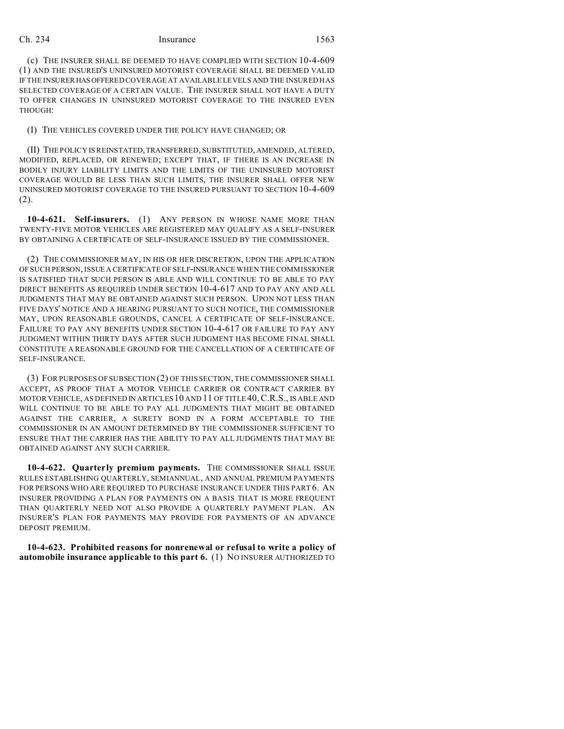(c) THE INSURER SHALL BE DEEMED TO HAVE COMPLIED WITH SECTION 10-4-609 (1) AND THE INSURED'S UNINSURED MOTORIST COVERAGE SHALL BE DEEMED VALID IF THE INSURER HAS OFFERED COVERAGE AT AVAILABLE LEVELS AND THE INSURED HAS SELECTED COVERAGE OF A CERTAIN VALUE. THE INSURER SHALL NOT HAVE A DUTY TO OFFER CHANGES IN UNINSURED MOTORIST COVERAGE TO THE INSURED EVEN THOUGH:

(I) THE VEHICLES COVERED UNDER THE POLICY HAVE CHANGED; OR

(II) THE POLICY IS REINSTATED, TRANSFERRED, SUBSTITUTED, AMENDED, ALTERED, MODIFIED, REPLACED, OR RENEWED; EXCEPT THAT, IF THERE IS AN INCREASE IN BODILY INJURY LIABILITY LIMITS AND THE LIMITS OF THE UNINSURED MOTORIST COVERAGE WOULD BE LESS THAN SUCH LIMITS, THE INSURER SHALL OFFER NEW UNINSURED MOTORIST COVERAGE TO THE INSURED PURSUANT TO SECTION 10-4-609 (2).

**10-4-621. Self-insurers.** (1) ANY PERSON IN WHOSE NAME MORE THAN TWENTY-FIVE MOTOR VEHICLES ARE REGISTERED MAY QUALIFY AS A SELF-INSURER BY OBTAINING A CERTIFICATE OF SELF-INSURANCE ISSUED BY THE COMMISSIONER.

(2) THE COMMISSIONER MAY, IN HIS OR HER DISCRETION, UPON THE APPLICATION OF SUCH PERSON, ISSUE A CERTIFICATE OF SELF-INSURANCE WHEN THE COMMISSIONER IS SATISFIED THAT SUCH PERSON IS ABLE AND WILL CONTINUE TO BE ABLE TO PAY DIRECT BENEFITS AS REQUIRED UNDER SECTION 10-4-617 AND TO PAY ANY AND ALL JUDGMENTS THAT MAY BE OBTAINED AGAINST SUCH PERSON. UPON NOT LESS THAN FIVE DAYS' NOTICE AND A HEARING PURSUANT TO SUCH NOTICE, THE COMMISSIONER MAY, UPON REASONABLE GROUNDS, CANCEL A CERTIFICATE OF SELF-INSURANCE. FAILURE TO PAY ANY BENEFITS UNDER SECTION 10-4-617 OR FAILURE TO PAY ANY JUDGMENT WITHIN THIRTY DAYS AFTER SUCH JUDGMENT HAS BECOME FINAL SHALL CONSTITUTE A REASONABLE GROUND FOR THE CANCELLATION OF A CERTIFICATE OF SELF-INSURANCE.

(3) FOR PURPOSES OF SUBSECTION (2) OF THIS SECTION, THE COMMISSIONER SHALL ACCEPT, AS PROOF THAT A MOTOR VEHICLE CARRIER OR CONTRACT CARRIER BY MOTOR VEHICLE, AS DEFINED IN ARTICLES 10 AND 11 OF TITLE 40, C.R.S., IS ABLE AND WILL CONTINUE TO BE ABLE TO PAY ALL JUDGMENTS THAT MIGHT BE OBTAINED AGAINST THE CARRIER, A SURETY BOND IN A FORM ACCEPTABLE TO THE COMMISSIONER IN AN AMOUNT DETERMINED BY THE COMMISSIONER SUFFICIENT TO ENSURE THAT THE CARRIER HAS THE ABILITY TO PAY ALL JUDGMENTS THAT MAY BE OBTAINED AGAINST ANY SUCH CARRIER.

**10-4-622. Quarterly premium payments.** THE COMMISSIONER SHALL ISSUE RULES ESTABLISHING QUARTERLY, SEMIANNUAL, AND ANNUAL PREMIUM PAYMENTS FOR PERSONS WHO ARE REQUIRED TO PURCHASE INSURANCE UNDER THIS PART 6. AN INSURER PROVIDING A PLAN FOR PAYMENTS ON A BASIS THAT IS MORE FREQUENT THAN QUARTERLY NEED NOT ALSO PROVIDE A QUARTERLY PAYMENT PLAN. AN INSURER'S PLAN FOR PAYMENTS MAY PROVIDE FOR PAYMENTS OF AN ADVANCE DEPOSIT PREMIUM.

**10-4-623. Prohibited reasons for nonrenewal or refusal to write a policy of automobile insurance applicable to this part 6.** (1) NO INSURER AUTHORIZED TO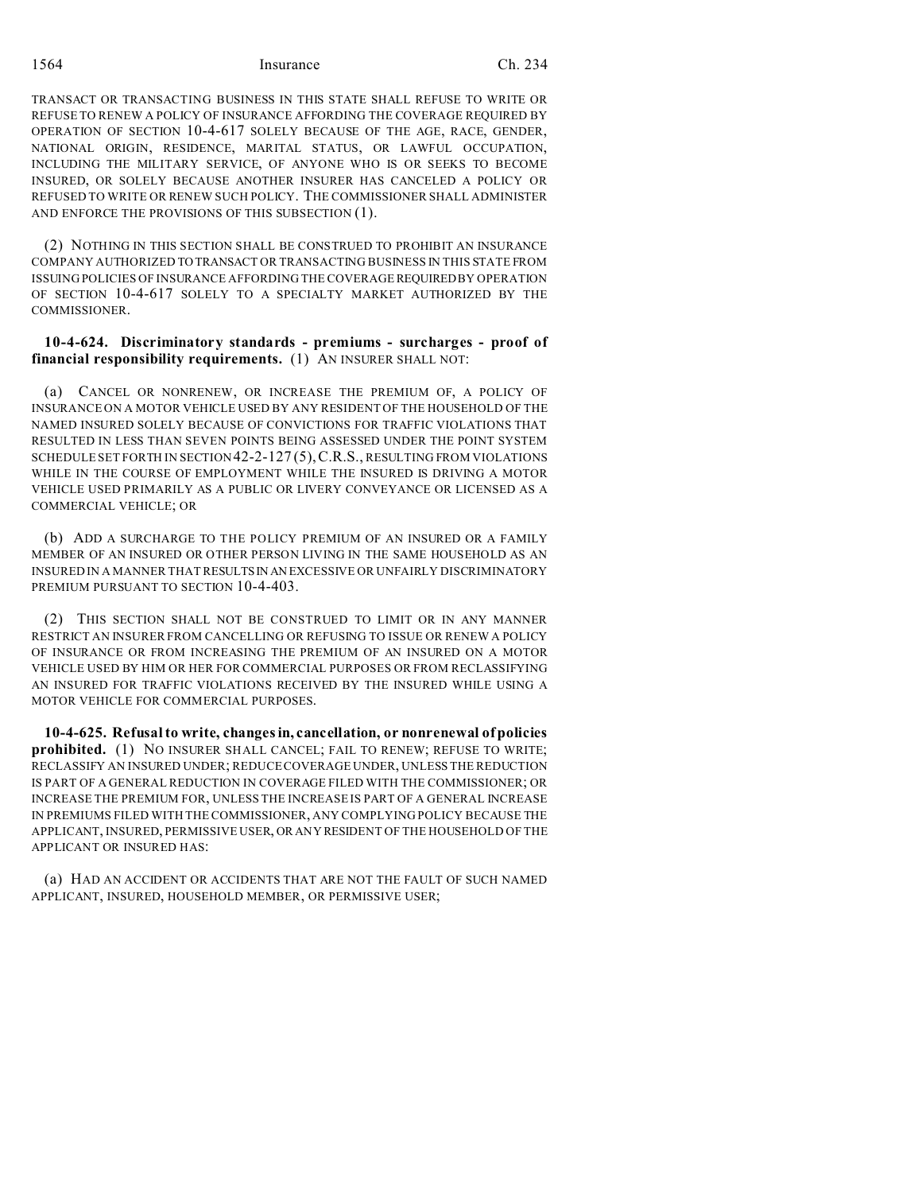TRANSACT OR TRANSACTING BUSINESS IN THIS STATE SHALL REFUSE TO WRITE OR REFUSE TO RENEW A POLICY OF INSURANCE AFFORDING THE COVERAGE REQUIRED BY OPERATION OF SECTION 10-4-617 SOLELY BECAUSE OF THE AGE, RACE, GENDER, NATIONAL ORIGIN, RESIDENCE, MARITAL STATUS, OR LAWFUL OCCUPATION, INCLUDING THE MILITARY SERVICE, OF ANYONE WHO IS OR SEEKS TO BECOME INSURED, OR SOLELY BECAUSE ANOTHER INSURER HAS CANCELED A POLICY OR REFUSED TO WRITE OR RENEW SUCH POLICY. THE COMMISSIONER SHALL ADMINISTER AND ENFORCE THE PROVISIONS OF THIS SUBSECTION (1).

(2) NOTHING IN THIS SECTION SHALL BE CONSTRUED TO PROHIBIT AN INSURANCE COMPANY AUTHORIZED TO TRANSACT OR TRANSACTING BUSINESS IN THIS STATE FROM ISSUING POLICIES OF INSURANCE AFFORDING THE COVERAGE REQUIRED BY OPERATION OF SECTION 10-4-617 SOLELY TO A SPECIALTY MARKET AUTHORIZED BY THE COMMISSIONER.

**10-4-624. Discriminatory standards - premiums - surcharges - proof of financial responsibility requirements.** (1) AN INSURER SHALL NOT:

(a) CANCEL OR NONRENEW, OR INCREASE THE PREMIUM OF, A POLICY OF INSURANCE ON A MOTOR VEHICLE USED BY ANY RESIDENT OF THE HOUSEHOLD OF THE NAMED INSURED SOLELY BECAUSE OF CONVICTIONS FOR TRAFFIC VIOLATIONS THAT RESULTED IN LESS THAN SEVEN POINTS BEING ASSESSED UNDER THE POINT SYSTEM SCHEDULE SET FORTH IN SECTION 42-2-127 (5), C.R.S., RESULTING FROM VIOLATIONS WHILE IN THE COURSE OF EMPLOYMENT WHILE THE INSURED IS DRIVING A MOTOR VEHICLE USED PRIMARILY AS A PUBLIC OR LIVERY CONVEYANCE OR LICENSED AS A COMMERCIAL VEHICLE; OR

(b) ADD A SURCHARGE TO THE POLICY PREMIUM OF AN INSURED OR A FAMILY MEMBER OF AN INSURED OR OTHER PERSON LIVING IN THE SAME HOUSEHOLD AS AN INSURED IN A MANNER THAT RESULTS IN AN EXCESSIVE OR UNFAIRLY DISCRIMINATORY PREMIUM PURSUANT TO SECTION 10-4-403.

(2) THIS SECTION SHALL NOT BE CONSTRUED TO LIMIT OR IN ANY MANNER RESTRICT AN INSURER FROM CANCELLING OR REFUSING TO ISSUE OR RENEW A POLICY OF INSURANCE OR FROM INCREASING THE PREMIUM OF AN INSURED ON A MOTOR VEHICLE USED BY HIM OR HER FOR COMMERCIAL PURPOSES OR FROM RECLASSIFYING AN INSURED FOR TRAFFIC VIOLATIONS RECEIVED BY THE INSURED WHILE USING A MOTOR VEHICLE FOR COMMERCIAL PURPOSES.

**10-4-625. Refusal to write, changes in, cancellation, or nonrenewal of policies prohibited.** (1) NO INSURER SHALL CANCEL; FAIL TO RENEW; REFUSE TO WRITE; RECLASSIFY AN INSURED UNDER; REDUCE COVERAGE UNDER, UNLESS THE REDUCTION IS PART OF A GENERAL REDUCTION IN COVERAGE FILED WITH THE COMMISSIONER; OR INCREASE THE PREMIUM FOR, UNLESS THE INCREASE IS PART OF A GENERAL INCREASE IN PREMIUMS FILED WITH THE COMMISSIONER, ANY COMPLYING POLICY BECAUSE THE APPLICANT, INSURED, PERMISSIVE USER, OR ANY RESIDENT OF THE HOUSEHOLD OF THE APPLICANT OR INSURED HAS:

(a) HAD AN ACCIDENT OR ACCIDENTS THAT ARE NOT THE FAULT OF SUCH NAMED APPLICANT, INSURED, HOUSEHOLD MEMBER, OR PERMISSIVE USER;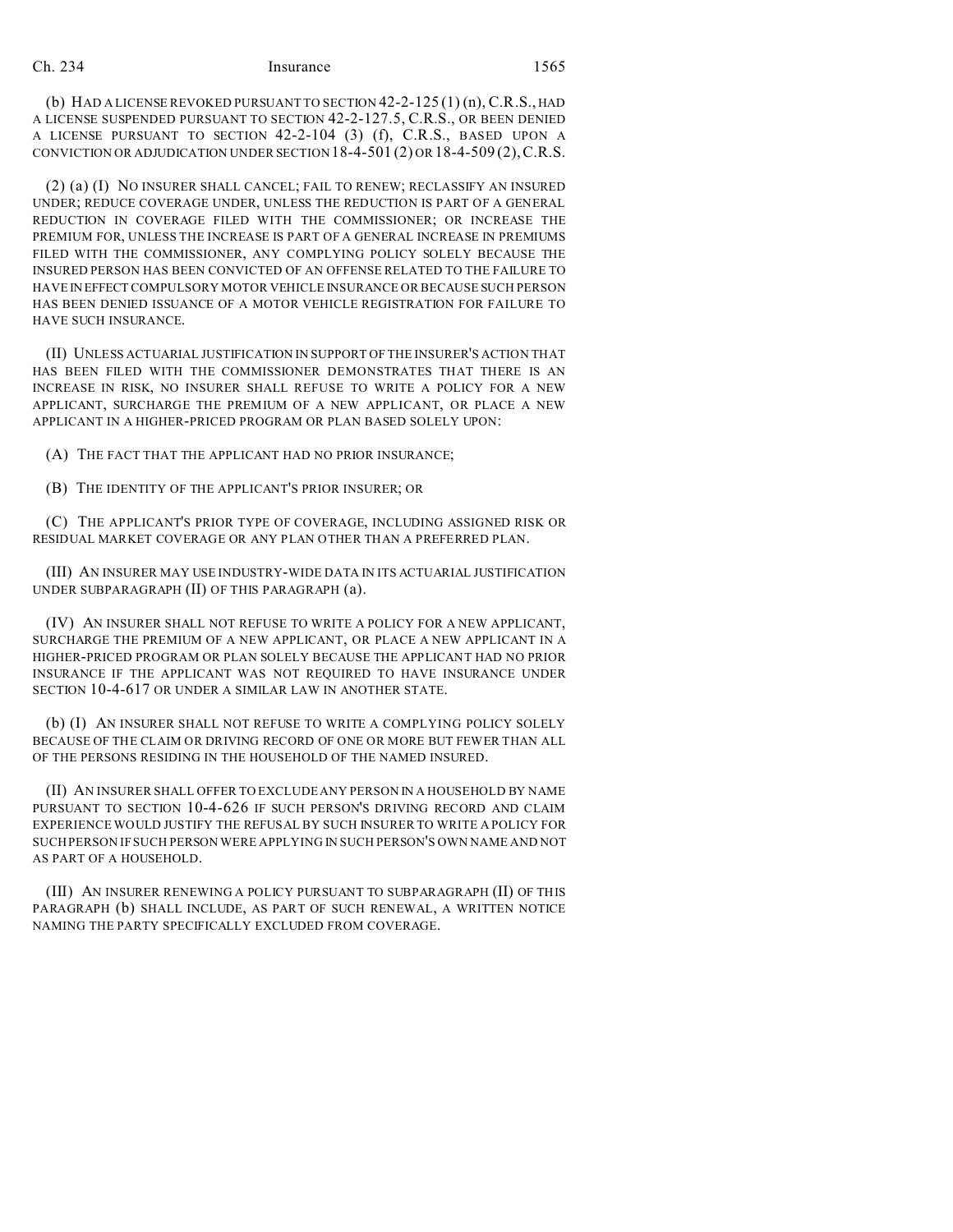(b) HAD A LICENSE REVOKED PURSUANT TO SECTION 42-2-125 (1) (n), C.R.S., HAD A LICENSE SUSPENDED PURSUANT TO SECTION 42-2-127.5, C.R.S., OR BEEN DENIED A LICENSE PURSUANT TO SECTION 42-2-104 (3) (f), C.R.S., BASED UPON A CONVICTION OR ADJUDICATION UNDER SECTION 18-4-501 (2) OR 18-4-509 (2), C.R.S.

(2) (a) (I) NO INSURER SHALL CANCEL; FAIL TO RENEW; RECLASSIFY AN INSURED UNDER; REDUCE COVERAGE UNDER, UNLESS THE REDUCTION IS PART OF A GENERAL REDUCTION IN COVERAGE FILED WITH THE COMMISSIONER; OR INCREASE THE PREMIUM FOR, UNLESS THE INCREASE IS PART OF A GENERAL INCREASE IN PREMIUMS FILED WITH THE COMMISSIONER, ANY COMPLYING POLICY SOLELY BECAUSE THE INSURED PERSON HAS BEEN CONVICTED OF AN OFFENSE RELATED TO THE FAILURE TO HAVE IN EFFECT COMPULSORY MOTOR VEHICLE INSURANCE OR BECAUSE SUCH PERSON HAS BEEN DENIED ISSUANCE OF A MOTOR VEHICLE REGISTRATION FOR FAILURE TO HAVE SUCH INSURANCE.

(II) UNLESS ACTUARIAL JUSTIFICATION IN SUPPORT OF THE INSURER'S ACTION THAT HAS BEEN FILED WITH THE COMMISSIONER DEMONSTRATES THAT THERE IS AN INCREASE IN RISK, NO INSURER SHALL REFUSE TO WRITE A POLICY FOR A NEW APPLICANT, SURCHARGE THE PREMIUM OF A NEW APPLICANT, OR PLACE A NEW APPLICANT IN A HIGHER-PRICED PROGRAM OR PLAN BASED SOLELY UPON:

(A) THE FACT THAT THE APPLICANT HAD NO PRIOR INSURANCE;

(B) THE IDENTITY OF THE APPLICANT'S PRIOR INSURER; OR

(C) THE APPLICANT'S PRIOR TYPE OF COVERAGE, INCLUDING ASSIGNED RISK OR RESIDUAL MARKET COVERAGE OR ANY PLAN OTHER THAN A PREFERRED PLAN.

(III) AN INSURER MAY USE INDUSTRY-WIDE DATA IN ITS ACTUARIAL JUSTIFICATION UNDER SUBPARAGRAPH (II) OF THIS PARAGRAPH (a).

(IV) AN INSURER SHALL NOT REFUSE TO WRITE A POLICY FOR A NEW APPLICANT, SURCHARGE THE PREMIUM OF A NEW APPLICANT, OR PLACE A NEW APPLICANT IN A HIGHER-PRICED PROGRAM OR PLAN SOLELY BECAUSE THE APPLICANT HAD NO PRIOR INSURANCE IF THE APPLICANT WAS NOT REQUIRED TO HAVE INSURANCE UNDER SECTION 10-4-617 OR UNDER A SIMILAR LAW IN ANOTHER STATE.

(b) (I) AN INSURER SHALL NOT REFUSE TO WRITE A COMPLYING POLICY SOLELY BECAUSE OF THE CLAIM OR DRIVING RECORD OF ONE OR MORE BUT FEWER THAN ALL OF THE PERSONS RESIDING IN THE HOUSEHOLD OF THE NAMED INSURED.

(II) AN INSURER SHALL OFFER TO EXCLUDE ANY PERSON IN A HOUSEHOLD BY NAME PURSUANT TO SECTION 10-4-626 IF SUCH PERSON'S DRIVING RECORD AND CLAIM EXPERIENCE WOULD JUSTIFY THE REFUSAL BY SUCH INSURER TO WRITE A POLICY FOR SUCH PERSON IF SUCH PERSON WERE APPLYING IN SUCH PERSON'S OWN NAME AND NOT AS PART OF A HOUSEHOLD.

(III) AN INSURER RENEWING A POLICY PURSUANT TO SUBPARAGRAPH (II) OF THIS PARAGRAPH (b) SHALL INCLUDE, AS PART OF SUCH RENEWAL, A WRITTEN NOTICE NAMING THE PARTY SPECIFICALLY EXCLUDED FROM COVERAGE.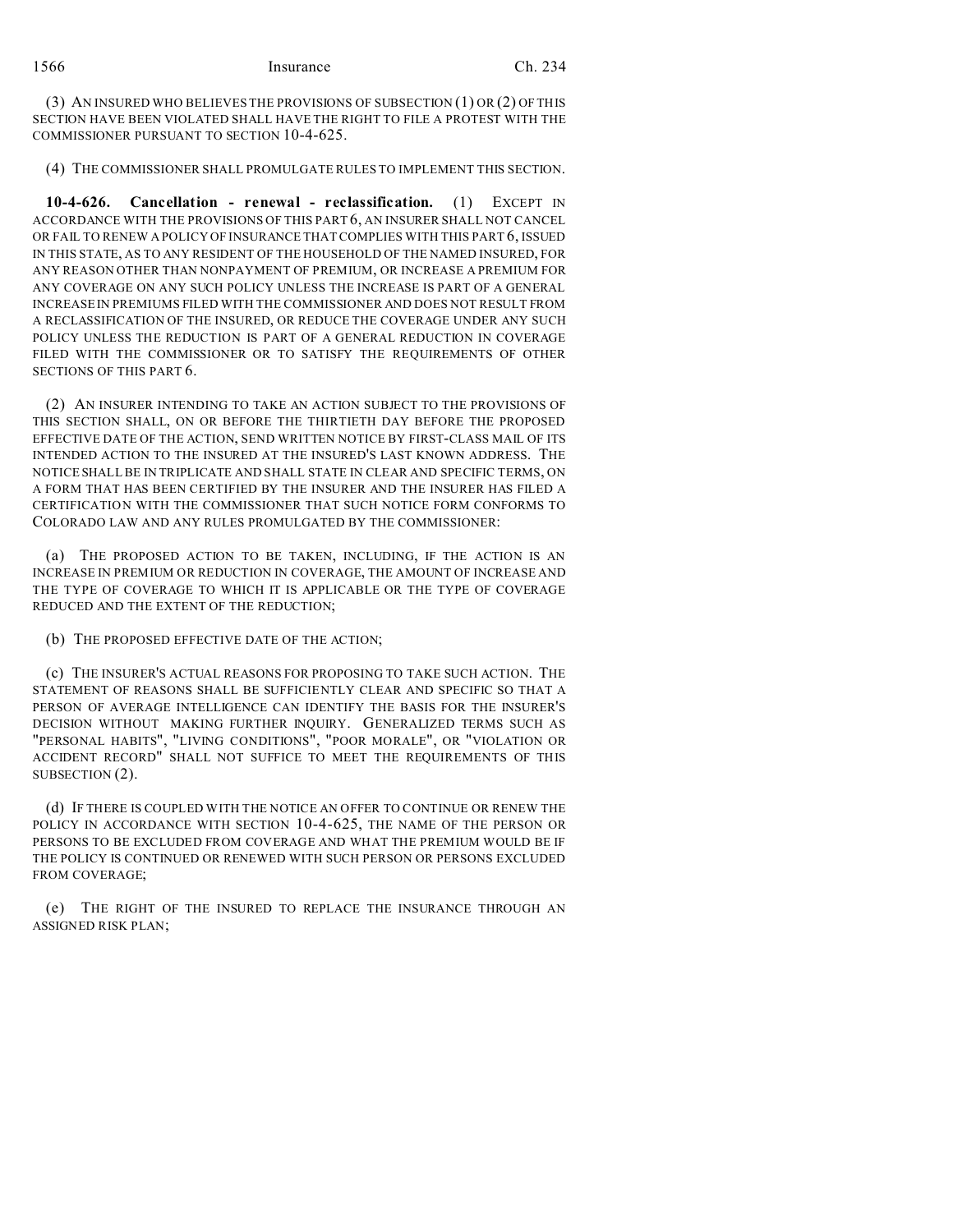(3) AN INSURED WHO BELIEVES THE PROVISIONS OF SUBSECTION (1) OR (2) OF THIS SECTION HAVE BEEN VIOLATED SHALL HAVE THE RIGHT TO FILE A PROTEST WITH THE COMMISSIONER PURSUANT TO SECTION 10-4-625.

(4) THE COMMISSIONER SHALL PROMULGATE RULES TO IMPLEMENT THIS SECTION.

**10-4-626. Cancellation - renewal - reclassification.** (1) EXCEPT IN ACCORDANCE WITH THE PROVISIONS OF THIS PART 6, AN INSURER SHALL NOT CANCEL OR FAIL TO RENEW A POLICY OF INSURANCE THAT COMPLIES WITH THIS PART 6, ISSUED IN THIS STATE, AS TO ANY RESIDENT OF THE HOUSEHOLD OF THE NAMED INSURED, FOR ANY REASON OTHER THAN NONPAYMENT OF PREMIUM, OR INCREASE A PREMIUM FOR ANY COVERAGE ON ANY SUCH POLICY UNLESS THE INCREASE IS PART OF A GENERAL INCREASE IN PREMIUMS FILED WITH THE COMMISSIONER AND DOES NOT RESULT FROM A RECLASSIFICATION OF THE INSURED, OR REDUCE THE COVERAGE UNDER ANY SUCH POLICY UNLESS THE REDUCTION IS PART OF A GENERAL REDUCTION IN COVERAGE FILED WITH THE COMMISSIONER OR TO SATISFY THE REQUIREMENTS OF OTHER SECTIONS OF THIS PART 6.

(2) AN INSURER INTENDING TO TAKE AN ACTION SUBJECT TO THE PROVISIONS OF THIS SECTION SHALL, ON OR BEFORE THE THIRTIETH DAY BEFORE THE PROPOSED EFFECTIVE DATE OF THE ACTION, SEND WRITTEN NOTICE BY FIRST-CLASS MAIL OF ITS INTENDED ACTION TO THE INSURED AT THE INSURED'S LAST KNOWN ADDRESS. THE NOTICE SHALL BE IN TRIPLICATE AND SHALL STATE IN CLEAR AND SPECIFIC TERMS, ON A FORM THAT HAS BEEN CERTIFIED BY THE INSURER AND THE INSURER HAS FILED A CERTIFICATION WITH THE COMMISSIONER THAT SUCH NOTICE FORM CONFORMS TO COLORADO LAW AND ANY RULES PROMULGATED BY THE COMMISSIONER:

(a) THE PROPOSED ACTION TO BE TAKEN, INCLUDING, IF THE ACTION IS AN INCREASE IN PREMIUM OR REDUCTION IN COVERAGE, THE AMOUNT OF INCREASE AND THE TYPE OF COVERAGE TO WHICH IT IS APPLICABLE OR THE TYPE OF COVERAGE REDUCED AND THE EXTENT OF THE REDUCTION;

(b) THE PROPOSED EFFECTIVE DATE OF THE ACTION;

(c) THE INSURER'S ACTUAL REASONS FOR PROPOSING TO TAKE SUCH ACTION. THE STATEMENT OF REASONS SHALL BE SUFFICIENTLY CLEAR AND SPECIFIC SO THAT A PERSON OF AVERAGE INTELLIGENCE CAN IDENTIFY THE BASIS FOR THE INSURER'S DECISION WITHOUT MAKING FURTHER INQUIRY. GENERALIZED TERMS SUCH AS "PERSONAL HABITS", "LIVING CONDITIONS", "POOR MORALE", OR "VIOLATION OR ACCIDENT RECORD" SHALL NOT SUFFICE TO MEET THE REQUIREMENTS OF THIS SUBSECTION (2).

(d) IF THERE IS COUPLED WITH THE NOTICE AN OFFER TO CONTINUE OR RENEW THE POLICY IN ACCORDANCE WITH SECTION 10-4-625, THE NAME OF THE PERSON OR PERSONS TO BE EXCLUDED FROM COVERAGE AND WHAT THE PREMIUM WOULD BE IF THE POLICY IS CONTINUED OR RENEWED WITH SUCH PERSON OR PERSONS EXCLUDED FROM COVERAGE;

(e) THE RIGHT OF THE INSURED TO REPLACE THE INSURANCE THROUGH AN ASSIGNED RISK PLAN;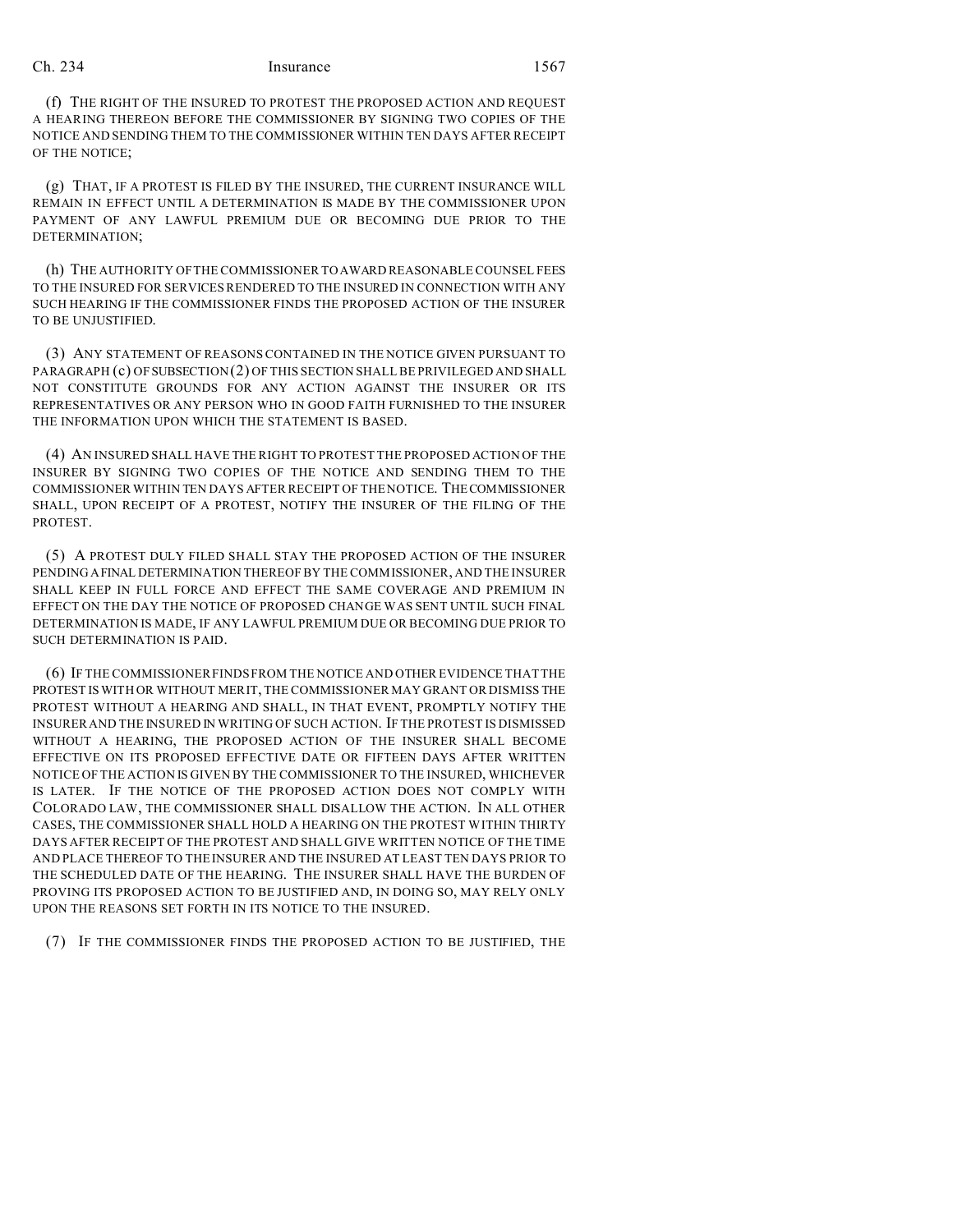(f) THE RIGHT OF THE INSURED TO PROTEST THE PROPOSED ACTION AND REQUEST A HEARING THEREON BEFORE THE COMMISSIONER BY SIGNING TWO COPIES OF THE NOTICE AND SENDING THEM TO THE COMMISSIONER WITHIN TEN DAYS AFTER RECEIPT OF THE NOTICE;

(g) THAT, IF A PROTEST IS FILED BY THE INSURED, THE CURRENT INSURANCE WILL REMAIN IN EFFECT UNTIL A DETERMINATION IS MADE BY THE COMMISSIONER UPON PAYMENT OF ANY LAWFUL PREMIUM DUE OR BECOMING DUE PRIOR TO THE DETERMINATION;

(h) THE AUTHORITY OF THE COMMISSIONER TO AWARD REASONABLE COUNSEL FEES TO THE INSURED FOR SERVICES RENDERED TO THE INSURED IN CONNECTION WITH ANY SUCH HEARING IF THE COMMISSIONER FINDS THE PROPOSED ACTION OF THE INSURER TO BE UNJUSTIFIED.

(3) ANY STATEMENT OF REASONS CONTAINED IN THE NOTICE GIVEN PURSUANT TO PARAGRAPH (c) OF SUBSECTION (2) OF THIS SECTION SHALL BE PRIVILEGED AND SHALL NOT CONSTITUTE GROUNDS FOR ANY ACTION AGAINST THE INSURER OR ITS REPRESENTATIVES OR ANY PERSON WHO IN GOOD FAITH FURNISHED TO THE INSURER THE INFORMATION UPON WHICH THE STATEMENT IS BASED.

(4) AN INSURED SHALL HAVE THE RIGHT TO PROTEST THE PROPOSED ACTION OF THE INSURER BY SIGNING TWO COPIES OF THE NOTICE AND SENDING THEM TO THE COMMISSIONER WITHIN TEN DAYS AFTER RECEIPT OF THE NOTICE. THE COMMISSIONER SHALL, UPON RECEIPT OF A PROTEST, NOTIFY THE INSURER OF THE FILING OF THE PROTEST.

(5) A PROTEST DULY FILED SHALL STAY THE PROPOSED ACTION OF THE INSURER PENDING A FINAL DETERMINATION THEREOF BY THE COMMISSIONER, AND THE INSURER SHALL KEEP IN FULL FORCE AND EFFECT THE SAME COVERAGE AND PREMIUM IN EFFECT ON THE DAY THE NOTICE OF PROPOSED CHANGE WAS SENT UNTIL SUCH FINAL DETERMINATION IS MADE, IF ANY LAWFUL PREMIUM DUE OR BECOMING DUE PRIOR TO SUCH DETERMINATION IS PAID.

(6) IF THE COMMISSIONER FINDS FROM THE NOTICE AND OTHER EVIDENCE THAT THE PROTEST IS WITH OR WITHOUT MERIT, THE COMMISSIONER MAY GRANT OR DISMISS THE PROTEST WITHOUT A HEARING AND SHALL, IN THAT EVENT, PROMPTLY NOTIFY THE INSURER AND THE INSURED IN WRITING OF SUCH ACTION. IF THE PROTEST IS DISMISSED WITHOUT A HEARING, THE PROPOSED ACTION OF THE INSURER SHALL BECOME EFFECTIVE ON ITS PROPOSED EFFECTIVE DATE OR FIFTEEN DAYS AFTER WRITTEN NOTICE OF THE ACTION IS GIVEN BY THE COMMISSIONER TO THE INSURED, WHICHEVER IS LATER. IF THE NOTICE OF THE PROPOSED ACTION DOES NOT COMPLY WITH COLORADO LAW, THE COMMISSIONER SHALL DISALLOW THE ACTION. IN ALL OTHER CASES, THE COMMISSIONER SHALL HOLD A HEARING ON THE PROTEST WITHIN THIRTY DAYS AFTER RECEIPT OF THE PROTEST AND SHALL GIVE WRITTEN NOTICE OF THE TIME AND PLACE THEREOF TO THE INSURER AND THE INSURED AT LEAST TEN DAYS PRIOR TO THE SCHEDULED DATE OF THE HEARING. THE INSURER SHALL HAVE THE BURDEN OF PROVING ITS PROPOSED ACTION TO BE JUSTIFIED AND, IN DOING SO, MAY RELY ONLY UPON THE REASONS SET FORTH IN ITS NOTICE TO THE INSURED.

(7) IF THE COMMISSIONER FINDS THE PROPOSED ACTION TO BE JUSTIFIED, THE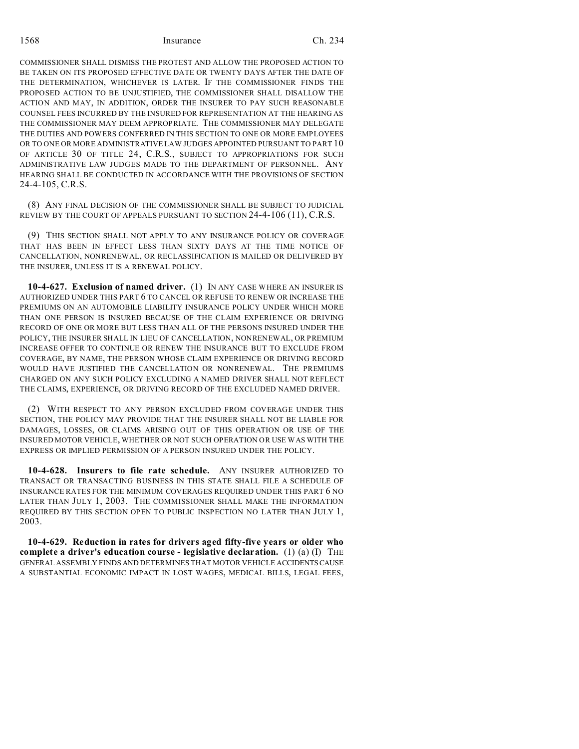COMMISSIONER SHALL DISMISS THE PROTEST AND ALLOW THE PROPOSED ACTION TO BE TAKEN ON ITS PROPOSED EFFECTIVE DATE OR TWENTY DAYS AFTER THE DATE OF THE DETERMINATION, WHICHEVER IS LATER. IF THE COMMISSIONER FINDS THE PROPOSED ACTION TO BE UNJUSTIFIED, THE COMMISSIONER SHALL DISALLOW THE ACTION AND MAY, IN ADDITION, ORDER THE INSURER TO PAY SUCH REASONABLE COUNSEL FEES INCURRED BY THE INSURED FOR REPRESENTATION AT THE HEARING AS THE COMMISSIONER MAY DEEM APPROPRIATE. THE COMMISSIONER MAY DELEGATE THE DUTIES AND POWERS CONFERRED IN THIS SECTION TO ONE OR MORE EMPLOYEES OR TO ONE OR MORE ADMINISTRATIVE LAW JUDGES APPOINTED PURSUANT TO PART 10 OF ARTICLE 30 OF TITLE 24, C.R.S., SUBJECT TO APPROPRIATIONS FOR SUCH ADMINISTRATIVE LAW JUDGES MADE TO THE DEPARTMENT OF PERSONNEL. ANY HEARING SHALL BE CONDUCTED IN ACCORDANCE WITH THE PROVISIONS OF SECTION 24-4-105, C.R.S.

(8) ANY FINAL DECISION OF THE COMMISSIONER SHALL BE SUBJECT TO JUDICIAL REVIEW BY THE COURT OF APPEALS PURSUANT TO SECTION 24-4-106 (11), C.R.S.

(9) THIS SECTION SHALL NOT APPLY TO ANY INSURANCE POLICY OR COVERAGE THAT HAS BEEN IN EFFECT LESS THAN SIXTY DAYS AT THE TIME NOTICE OF CANCELLATION, NONRENEWAL, OR RECLASSIFICATION IS MAILED OR DELIVERED BY THE INSURER, UNLESS IT IS A RENEWAL POLICY.

**10-4-627. Exclusion of named driver.** (1) IN ANY CASE WHERE AN INSURER IS AUTHORIZED UNDER THIS PART 6 TO CANCEL OR REFUSE TO RENEW OR INCREASE THE PREMIUMS ON AN AUTOMOBILE LIABILITY INSURANCE POLICY UNDER WHICH MORE THAN ONE PERSON IS INSURED BECAUSE OF THE CLAIM EXPERIENCE OR DRIVING RECORD OF ONE OR MORE BUT LESS THAN ALL OF THE PERSONS INSURED UNDER THE POLICY, THE INSURER SHALL IN LIEU OF CANCELLATION, NONRENEWAL, OR PREMIUM INCREASE OFFER TO CONTINUE OR RENEW THE INSURANCE BUT TO EXCLUDE FROM COVERAGE, BY NAME, THE PERSON WHOSE CLAIM EXPERIENCE OR DRIVING RECORD WOULD HAVE JUSTIFIED THE CANCELLATION OR NONRENEWAL. THE PREMIUMS CHARGED ON ANY SUCH POLICY EXCLUDING A NAMED DRIVER SHALL NOT REFLECT THE CLAIMS, EXPERIENCE, OR DRIVING RECORD OF THE EXCLUDED NAMED DRIVER.

(2) WITH RESPECT TO ANY PERSON EXCLUDED FROM COVERAGE UNDER THIS SECTION, THE POLICY MAY PROVIDE THAT THE INSURER SHALL NOT BE LIABLE FOR DAMAGES, LOSSES, OR CLAIMS ARISING OUT OF THIS OPERATION OR USE OF THE INSURED MOTOR VEHICLE, WHETHER OR NOT SUCH OPERATION OR USE WAS WITH THE EXPRESS OR IMPLIED PERMISSION OF A PERSON INSURED UNDER THE POLICY.

**10-4-628. Insurers to file rate schedule.** ANY INSURER AUTHORIZED TO TRANSACT OR TRANSACTING BUSINESS IN THIS STATE SHALL FILE A SCHEDULE OF INSURANCE RATES FOR THE MINIMUM COVERAGES REQUIRED UNDER THIS PART 6 NO LATER THAN JULY 1, 2003. THE COMMISSIONER SHALL MAKE THE INFORMATION REQUIRED BY THIS SECTION OPEN TO PUBLIC INSPECTION NO LATER THAN JULY 1, 2003.

**10-4-629. Reduction in rates for drivers aged fifty-five years or older who complete a driver's education course - legislative declaration.** (1) (a) (I) THE GENERAL ASSEMBLY FINDS AND DETERMINES THAT MOTOR VEHICLE ACCIDENTS CAUSE A SUBSTANTIAL ECONOMIC IMPACT IN LOST WAGES, MEDICAL BILLS, LEGAL FEES,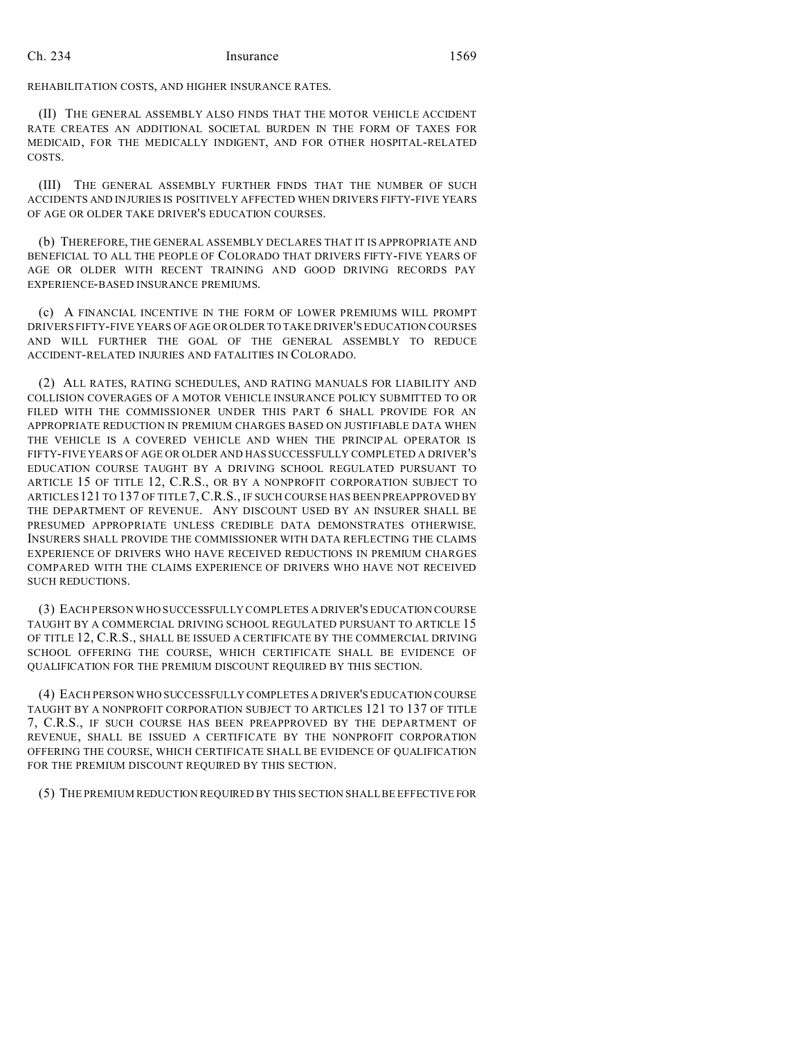REHABILITATION COSTS, AND HIGHER INSURANCE RATES.

(II) THE GENERAL ASSEMBLY ALSO FINDS THAT THE MOTOR VEHICLE ACCIDENT RATE CREATES AN ADDITIONAL SOCIETAL BURDEN IN THE FORM OF TAXES FOR MEDICAID, FOR THE MEDICALLY INDIGENT, AND FOR OTHER HOSPITAL-RELATED COSTS.

(III) THE GENERAL ASSEMBLY FURTHER FINDS THAT THE NUMBER OF SUCH ACCIDENTS AND INJURIES IS POSITIVELY AFFECTED WHEN DRIVERS FIFTY-FIVE YEARS OF AGE OR OLDER TAKE DRIVER'S EDUCATION COURSES.

(b) THEREFORE, THE GENERAL ASSEMBLY DECLARES THAT IT IS APPROPRIATE AND BENEFICIAL TO ALL THE PEOPLE OF COLORADO THAT DRIVERS FIFTY-FIVE YEARS OF AGE OR OLDER WITH RECENT TRAINING AND GOOD DRIVING RECORDS PAY EXPERIENCE-BASED INSURANCE PREMIUMS.

(c) A FINANCIAL INCENTIVE IN THE FORM OF LOWER PREMIUMS WILL PROMPT DRIVERS FIFTY-FIVE YEARS OF AGE OR OLDER TO TAKE DRIVER'S EDUCATION COURSES AND WILL FURTHER THE GOAL OF THE GENERAL ASSEMBLY TO REDUCE ACCIDENT-RELATED INJURIES AND FATALITIES IN COLORADO.

(2) ALL RATES, RATING SCHEDULES, AND RATING MANUALS FOR LIABILITY AND COLLISION COVERAGES OF A MOTOR VEHICLE INSURANCE POLICY SUBMITTED TO OR FILED WITH THE COMMISSIONER UNDER THIS PART 6 SHALL PROVIDE FOR AN APPROPRIATE REDUCTION IN PREMIUM CHARGES BASED ON JUSTIFIABLE DATA WHEN THE VEHICLE IS A COVERED VEHICLE AND WHEN THE PRINCIPAL OPERATOR IS FIFTY-FIVE YEARS OF AGE OR OLDER AND HAS SUCCESSFULLY COMPLETED A DRIVER'S EDUCATION COURSE TAUGHT BY A DRIVING SCHOOL REGULATED PURSUANT TO ARTICLE 15 OF TITLE 12, C.R.S., OR BY A NONPROFIT CORPORATION SUBJECT TO ARTICLES 121 TO 137 OF TITLE 7, C.R.S., IF SUCH COURSE HAS BEEN PREAPPROVED BY THE DEPARTMENT OF REVENUE. ANY DISCOUNT USED BY AN INSURER SHALL BE PRESUMED APPROPRIATE UNLESS CREDIBLE DATA DEMONSTRATES OTHERWISE. INSURERS SHALL PROVIDE THE COMMISSIONER WITH DATA REFLECTING THE CLAIMS EXPERIENCE OF DRIVERS WHO HAVE RECEIVED REDUCTIONS IN PREMIUM CHARGES COMPARED WITH THE CLAIMS EXPERIENCE OF DRIVERS WHO HAVE NOT RECEIVED SUCH REDUCTIONS.

(3) EACH PERSON WHO SUCCESSFULLY COMPLETES A DRIVER'S EDUCATION COURSE TAUGHT BY A COMMERCIAL DRIVING SCHOOL REGULATED PURSUANT TO ARTICLE 15 OF TITLE 12, C.R.S., SHALL BE ISSUED A CERTIFICATE BY THE COMMERCIAL DRIVING SCHOOL OFFERING THE COURSE, WHICH CERTIFICATE SHALL BE EVIDENCE OF QUALIFICATION FOR THE PREMIUM DISCOUNT REQUIRED BY THIS SECTION.

(4) EACH PERSON WHO SUCCESSFULLY COMPLETES A DRIVER'S EDUCATION COURSE TAUGHT BY A NONPROFIT CORPORATION SUBJECT TO ARTICLES 121 TO 137 OF TITLE 7, C.R.S., IF SUCH COURSE HAS BEEN PREAPPROVED BY THE DEPARTMENT OF REVENUE, SHALL BE ISSUED A CERTIFICATE BY THE NONPROFIT CORPORATION OFFERING THE COURSE, WHICH CERTIFICATE SHALL BE EVIDENCE OF QUALIFICATION FOR THE PREMIUM DISCOUNT REQUIRED BY THIS SECTION.

(5) THE PREMIUM REDUCTION REQUIRED BY THIS SECTION SHALL BE EFFECTIVE FOR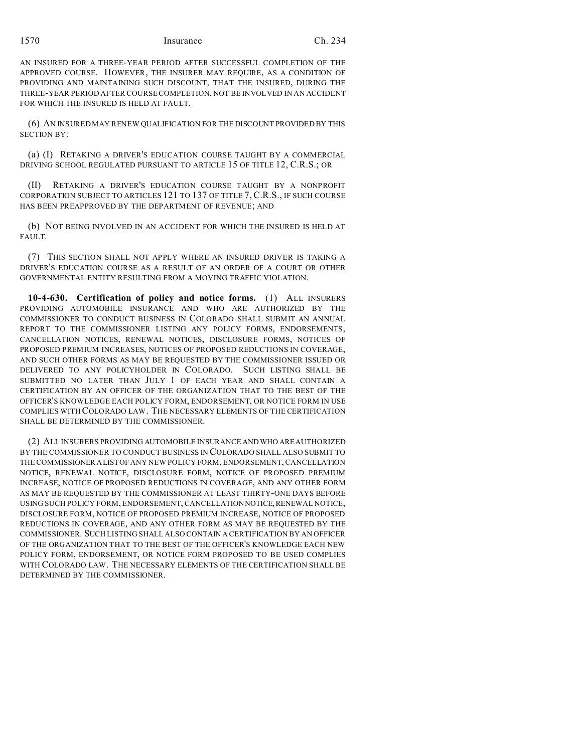AN INSURED FOR A THREE-YEAR PERIOD AFTER SUCCESSFUL COMPLETION OF THE APPROVED COURSE. HOWEVER, THE INSURER MAY REQUIRE, AS A CONDITION OF PROVIDING AND MAINTAINING SUCH DISCOUNT, THAT THE INSURED, DURING THE THREE-YEAR PERIOD AFTER COURSE COMPLETION, NOT BE INVOLVED IN AN ACCIDENT FOR WHICH THE INSURED IS HELD AT FAULT.

(6) AN INSURED MAY RENEW QUALIFICATION FOR THE DISCOUNT PROVIDED BY THIS SECTION BY:

(a) (I) RETAKING A DRIVER'S EDUCATION COURSE TAUGHT BY A COMMERCIAL DRIVING SCHOOL REGULATED PURSUANT TO ARTICLE 15 OF TITLE 12, C.R.S.; OR

(II) RETAKING A DRIVER'S EDUCATION COURSE TAUGHT BY A NONPROFIT CORPORATION SUBJECT TO ARTICLES 121 TO 137 OF TITLE 7, C.R.S., IF SUCH COURSE HAS BEEN PREAPPROVED BY THE DEPARTMENT OF REVENUE; AND

(b) NOT BEING INVOLVED IN AN ACCIDENT FOR WHICH THE INSURED IS HELD AT FAULT.

(7) THIS SECTION SHALL NOT APPLY WHERE AN INSURED DRIVER IS TAKING A DRIVER'S EDUCATION COURSE AS A RESULT OF AN ORDER OF A COURT OR OTHER GOVERNMENTAL ENTITY RESULTING FROM A MOVING TRAFFIC VIOLATION.

**10-4-630. Certification of policy and notice forms.** (1) ALL INSURERS PROVIDING AUTOMOBILE INSURANCE AND WHO ARE AUTHORIZED BY THE COMMISSIONER TO CONDUCT BUSINESS IN COLORADO SHALL SUBMIT AN ANNUAL REPORT TO THE COMMISSIONER LISTING ANY POLICY FORMS, ENDORSEMENTS, CANCELLATION NOTICES, RENEWAL NOTICES, DISCLOSURE FORMS, NOTICES OF PROPOSED PREMIUM INCREASES, NOTICES OF PROPOSED REDUCTIONS IN COVERAGE, AND SUCH OTHER FORMS AS MAY BE REQUESTED BY THE COMMISSIONER ISSUED OR DELIVERED TO ANY POLICYHOLDER IN COLORADO. SUCH LISTING SHALL BE SUBMITTED NO LATER THAN JULY 1 OF EACH YEAR AND SHALL CONTAIN A CERTIFICATION BY AN OFFICER OF THE ORGANIZATION THAT TO THE BEST OF THE OFFICER'S KNOWLEDGE EACH POLICY FORM, ENDORSEMENT, OR NOTICE FORM IN USE COMPLIES WITH COLORADO LAW. THE NECESSARY ELEMENTS OF THE CERTIFICATION SHALL BE DETERMINED BY THE COMMISSIONER.

(2) ALL INSURERS PROVIDING AUTOMOBILE INSURANCE AND WHO ARE AUTHORIZED BY THE COMMISSIONER TO CONDUCT BUSINESS IN COLORADO SHALL ALSO SUBMIT TO THE COMMISSIONER A LIST OF ANY NEW POLICY FORM, ENDORSEMENT, CANCELLATION NOTICE, RENEWAL NOTICE, DISCLOSURE FORM, NOTICE OF PROPOSED PREMIUM INCREASE, NOTICE OF PROPOSED REDUCTIONS IN COVERAGE, AND ANY OTHER FORM AS MAY BE REQUESTED BY THE COMMISSIONER AT LEAST THIRTY-ONE DAYS BEFORE USING SUCH POLICY FORM, ENDORSEMENT, CANCELLATION NOTICE, RENEWAL NOTICE, DISCLOSURE FORM, NOTICE OF PROPOSED PREMIUM INCREASE, NOTICE OF PROPOSED REDUCTIONS IN COVERAGE, AND ANY OTHER FORM AS MAY BE REQUESTED BY THE COMMISSIONER. SUCH LISTING SHALL ALSO CONTAIN A CERTIFICATION BY AN OFFICER OF THE ORGANIZATION THAT TO THE BEST OF THE OFFICER'S KNOWLEDGE EACH NEW POLICY FORM, ENDORSEMENT, OR NOTICE FORM PROPOSED TO BE USED COMPLIES WITH COLORADO LAW. THE NECESSARY ELEMENTS OF THE CERTIFICATION SHALL BE DETERMINED BY THE COMMISSIONER.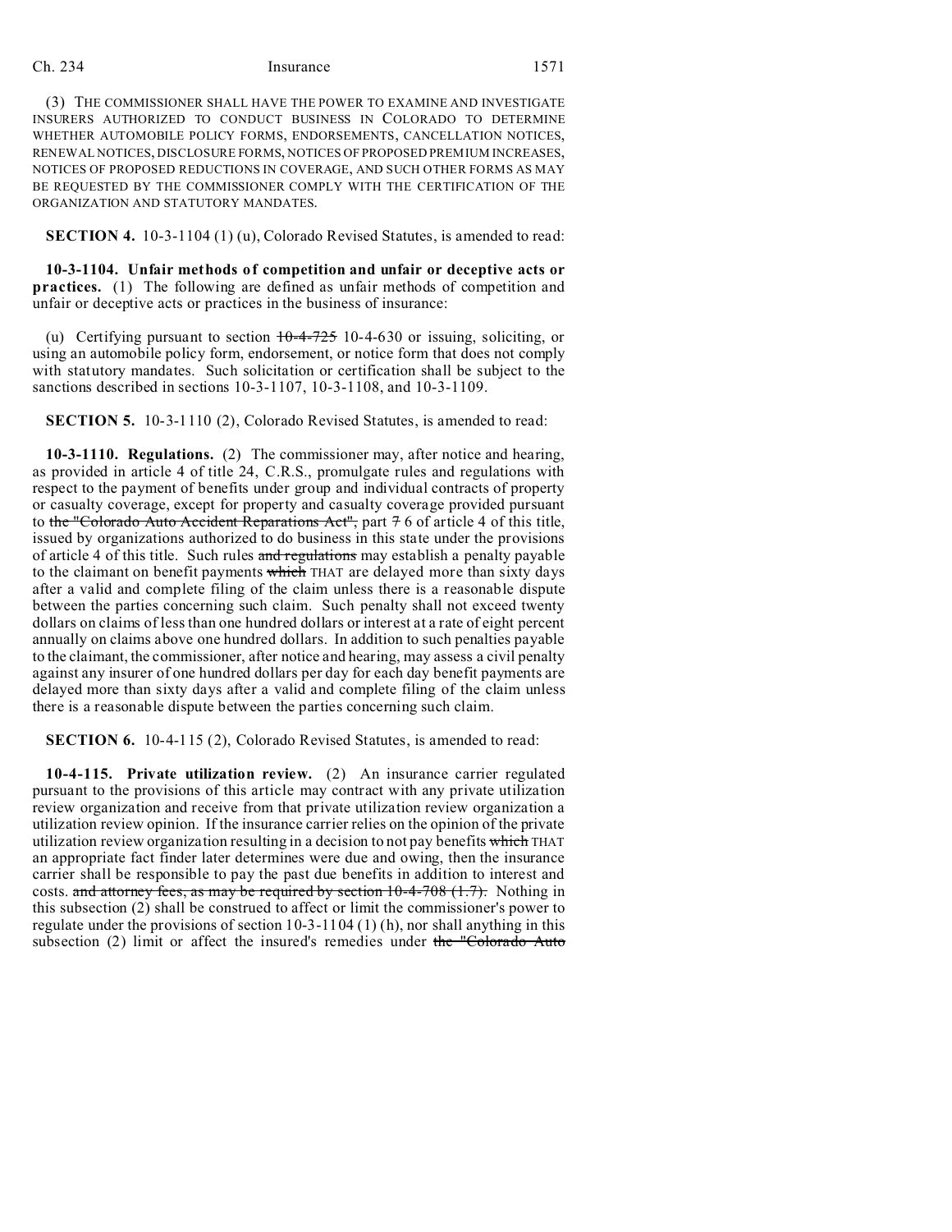(3) THE COMMISSIONER SHALL HAVE THE POWER TO EXAMINE AND INVESTIGATE INSURERS AUTHORIZED TO CONDUCT BUSINESS IN COLORADO TO DETERMINE WHETHER AUTOMOBILE POLICY FORMS, ENDORSEMENTS, CANCELLATION NOTICES, RENEWAL NOTICES, DISCLOSURE FORMS, NOTICES OF PROPOSED PREMIUM INCREASES, NOTICES OF PROPOSED REDUCTIONS IN COVERAGE, AND SUCH OTHER FORMS AS MAY BE REQUESTED BY THE COMMISSIONER COMPLY WITH THE CERTIFICATION OF THE ORGANIZATION AND STATUTORY MANDATES.

**SECTION 4.** 10-3-1104 (1) (u), Colorado Revised Statutes, is amended to read:

**10-3-1104. Unfair methods of competition and unfair or deceptive acts or practices.** (1) The following are defined as unfair methods of competition and unfair or deceptive acts or practices in the business of insurance:

(u) Certifying pursuant to section ~~10-4-725~~ 10-4-630 or issuing, soliciting, or using an automobile policy form, endorsement, or notice form that does not comply with statutory mandates. Such solicitation or certification shall be subject to the sanctions described in sections 10-3-1107, 10-3-1108, and 10-3-1109.

**SECTION 5.** 10-3-1110 (2), Colorado Revised Statutes, is amended to read:

**10-3-1110. Regulations.** (2) The commissioner may, after notice and hearing, as provided in article 4 of title 24, C.R.S., promulgate rules and regulations with respect to the payment of benefits under group and individual contracts of property or casualty coverage, except for property and casualty coverage provided pursuant to ~~the "Colorado Auto Accident Reparations Act",~~ part ~~7~~ 6 of article 4 of this title, issued by organizations authorized to do business in this state under the provisions of article 4 of this title. Such rules ~~and regulations~~ may establish a penalty payable to the claimant on benefit payments ~~which~~ THAT are delayed more than sixty days after a valid and complete filing of the claim unless there is a reasonable dispute between the parties concerning such claim. Such penalty shall not exceed twenty dollars on claims of less than one hundred dollars or interest at a rate of eight percent annually on claims above one hundred dollars. In addition to such penalties payable to the claimant, the commissioner, after notice and hearing, may assess a civil penalty against any insurer of one hundred dollars per day for each day benefit payments are delayed more than sixty days after a valid and complete filing of the claim unless there is a reasonable dispute between the parties concerning such claim.

**SECTION 6.** 10-4-115 (2), Colorado Revised Statutes, is amended to read:

**10-4-115. Private utilization review.** (2) An insurance carrier regulated pursuant to the provisions of this article may contract with any private utilization review organization and receive from that private utilization review organization a utilization review opinion. If the insurance carrier relies on the opinion of the private utilization review organization resulting in a decision to not pay benefits ~~which~~ THAT an appropriate fact finder later determines were due and owing, then the insurance carrier shall be responsible to pay the past due benefits in addition to interest and costs. ~~and attorney fees, as may be required by section 10-4-708 (1.7).~~ Nothing in this subsection (2) shall be construed to affect or limit the commissioner's power to regulate under the provisions of section 10-3-1104 (1) (h), nor shall anything in this subsection (2) limit or affect the insured's remedies under ~~the "Colorado Auto~~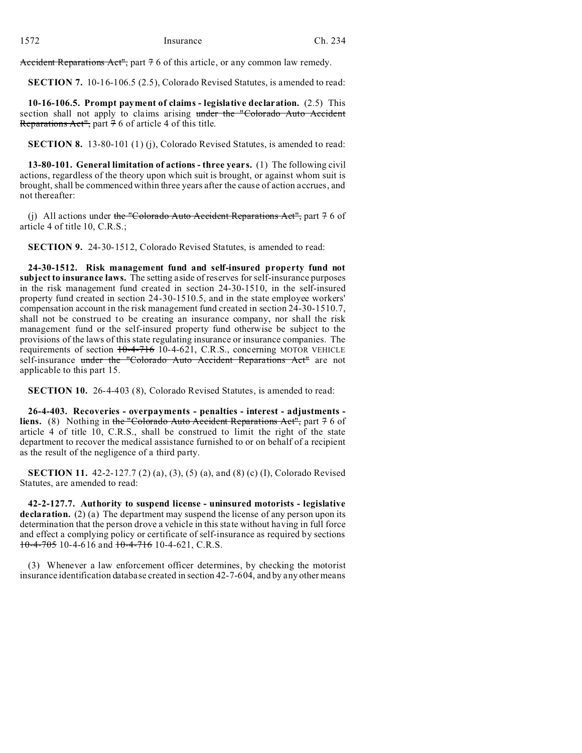~~Accident Reparations Act",~~ part ~~7~~ 6 of this article, or any common law remedy.

**SECTION 7.** 10-16-106.5 (2.5), Colorado Revised Statutes, is amended to read:

**10-16-106.5. Prompt payment of claims - legislative declaration.** (2.5) This section shall not apply to claims arising ~~under the "Colorado Auto Accident Reparations Act",~~ part ~~7~~ 6 of article 4 of this title.

**SECTION 8.** 13-80-101 (1) (j), Colorado Revised Statutes, is amended to read:

**13-80-101. General limitation of actions - three years.** (1) The following civil actions, regardless of the theory upon which suit is brought, or against whom suit is brought, shall be commenced within three years after the cause of action accrues, and not thereafter:

(j) All actions under ~~the "Colorado Auto Accident Reparations Act",~~ part ~~7~~ 6 of article 4 of title 10, C.R.S.;

**SECTION 9.** 24-30-1512, Colorado Revised Statutes, is amended to read:

**24-30-1512. Risk management fund and self-insured property fund not subject to insurance laws.** The setting aside of reserves for self-insurance purposes in the risk management fund created in section 24-30-1510, in the self-insured property fund created in section 24-30-1510.5, and in the state employee workers' compensation account in the risk management fund created in section 24-30-1510.7, shall not be construed to be creating an insurance company, nor shall the risk management fund or the self-insured property fund otherwise be subject to the provisions of the laws of this state regulating insurance or insurance companies. The requirements of section ~~10-4-716~~ 10-4-621, C.R.S., concerning MOTOR VEHICLE self-insurance ~~under the "Colorado Auto Accident Reparations Act"~~ are not applicable to this part 15.

**SECTION 10.** 26-4-403 (8), Colorado Revised Statutes, is amended to read:

**26-4-403. Recoveries - overpayments - penalties - interest - adjustments - liens.** (8) Nothing in ~~the "Colorado Auto Accident Reparations Act",~~ part ~~7~~ 6 of article 4 of title 10, C.R.S., shall be construed to limit the right of the state department to recover the medical assistance furnished to or on behalf of a recipient as the result of the negligence of a third party.

**SECTION 11.** 42-2-127.7 (2) (a), (3), (5) (a), and (8) (c) (I), Colorado Revised Statutes, are amended to read:

**42-2-127.7. Authority to suspend license - uninsured motorists - legislative declaration.** (2) (a) The department may suspend the license of any person upon its determination that the person drove a vehicle in this state without having in full force and effect a complying policy or certificate of self-insurance as required by sections ~~10-4-705~~ 10-4-616 and ~~10-4-716~~ 10-4-621, C.R.S.

(3) Whenever a law enforcement officer determines, by checking the motorist insurance identification database created in section 42-7-604, and by any other means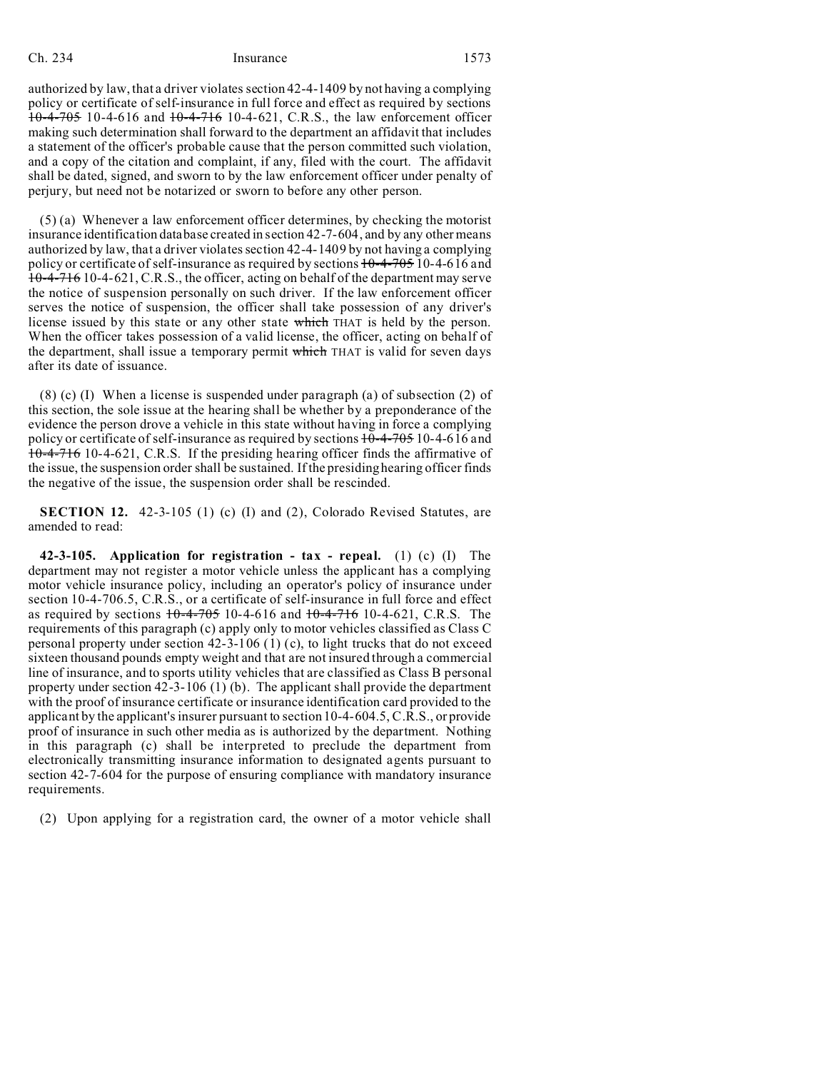authorized by law, that a driver violates section 42-4-1409 by not having a complying policy or certificate of self-insurance in full force and effect as required by sections ~~10-4-705~~ 10-4-616 and ~~10-4-716~~ 10-4-621, C.R.S., the law enforcement officer making such determination shall forward to the department an affidavit that includes a statement of the officer's probable cause that the person committed such violation, and a copy of the citation and complaint, if any, filed with the court. The affidavit shall be dated, signed, and sworn to by the law enforcement officer under penalty of perjury, but need not be notarized or sworn to before any other person.

(5) (a) Whenever a law enforcement officer determines, by checking the motorist insurance identification database created in section 42-7-604, and by any other means authorized by law, that a driver violates section 42-4-1409 by not having a complying policy or certificate of self-insurance as required by sections ~~10-4-705~~ 10-4-616 and ~~10-4-716~~ 10-4-621, C.R.S., the officer, acting on behalf of the department may serve the notice of suspension personally on such driver. If the law enforcement officer serves the notice of suspension, the officer shall take possession of any driver's license issued by this state or any other state ~~which~~ THAT is held by the person. When the officer takes possession of a valid license, the officer, acting on behalf of the department, shall issue a temporary permit ~~which~~ THAT is valid for seven days after its date of issuance.

(8) (c) (I) When a license is suspended under paragraph (a) of subsection (2) of this section, the sole issue at the hearing shall be whether by a preponderance of the evidence the person drove a vehicle in this state without having in force a complying policy or certificate of self-insurance as required by sections ~~10-4-705~~ 10-4-616 and ~~10-4-716~~ 10-4-621, C.R.S. If the presiding hearing officer finds the affirmative of the issue, the suspension order shall be sustained. If the presiding hearing officer finds the negative of the issue, the suspension order shall be rescinded.

**SECTION 12.** 42-3-105 (1) (c) (I) and (2), Colorado Revised Statutes, are amended to read:

**42-3-105. Application for registration - tax - repeal.** (1) (c) (I) The department may not register a motor vehicle unless the applicant has a complying motor vehicle insurance policy, including an operator's policy of insurance under section 10-4-706.5, C.R.S., or a certificate of self-insurance in full force and effect as required by sections ~~10-4-705~~ 10-4-616 and ~~10-4-716~~ 10-4-621, C.R.S. The requirements of this paragraph (c) apply only to motor vehicles classified as Class C personal property under section 42-3-106 (1) (c), to light trucks that do not exceed sixteen thousand pounds empty weight and that are not insured through a commercial line of insurance, and to sports utility vehicles that are classified as Class B personal property under section 42-3-106 (1) (b). The applicant shall provide the department with the proof of insurance certificate or insurance identification card provided to the applicant by the applicant's insurer pursuant to section 10-4-604.5, C.R.S., or provide proof of insurance in such other media as is authorized by the department. Nothing in this paragraph (c) shall be interpreted to preclude the department from electronically transmitting insurance information to designated agents pursuant to section 42-7-604 for the purpose of ensuring compliance with mandatory insurance requirements.

(2) Upon applying for a registration card, the owner of a motor vehicle shall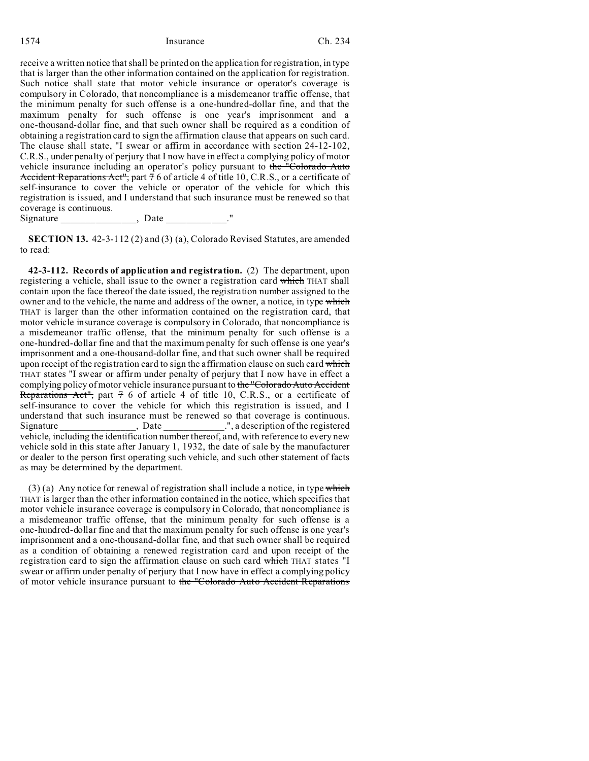receive a written notice that shall be printed on the application for registration, in type that is larger than the other information contained on the application for registration. Such notice shall state that motor vehicle insurance or operator's coverage is compulsory in Colorado, that noncompliance is a misdemeanor traffic offense, that the minimum penalty for such offense is a one-hundred-dollar fine, and that the maximum penalty for such offense is one year's imprisonment and a one-thousand-dollar fine, and that such owner shall be required as a condition of obtaining a registration card to sign the affirmation clause that appears on such card. The clause shall state, "I swear or affirm in accordance with section 24-12-102, C.R.S., under penalty of perjury that I now have in effect a complying policy of motor vehicle insurance including an operator's policy pursuant to ~~the "Colorado Auto Accident Reparations Act",~~ part ~~7~~ 6 of article 4 of title 10, C.R.S., or a certificate of self-insurance to cover the vehicle or operator of the vehicle for which this registration is issued, and I understand that such insurance must be renewed so that coverage is continuous.
Signature _______________, Date ____________."

**SECTION 13.** 42-3-112 (2) and (3) (a), Colorado Revised Statutes, are amended to read:

**42-3-112. Records of application and registration.** (2) The department, upon registering a vehicle, shall issue to the owner a registration card ~~which~~ THAT shall contain upon the face thereof the date issued, the registration number assigned to the owner and to the vehicle, the name and address of the owner, a notice, in type ~~which~~ THAT is larger than the other information contained on the registration card, that motor vehicle insurance coverage is compulsory in Colorado, that noncompliance is a misdemeanor traffic offense, that the minimum penalty for such offense is a one-hundred-dollar fine and that the maximum penalty for such offense is one year's imprisonment and a one-thousand-dollar fine, and that such owner shall be required upon receipt of the registration card to sign the affirmation clause on such card ~~which~~ THAT states "I swear or affirm under penalty of perjury that I now have in effect a complying policy of motor vehicle insurance pursuant to ~~the "Colorado Auto Accident Reparations Act",~~ part ~~7~~ 6 of article 4 of title 10, C.R.S., or a certificate of self-insurance to cover the vehicle for which this registration is issued, and I understand that such insurance must be renewed so that coverage is continuous.
Signature ________________, Date ____________.", a description of the registered vehicle, including the identification number thereof, and, with reference to every new vehicle sold in this state after January 1, 1932, the date of sale by the manufacturer or dealer to the person first operating such vehicle, and such other statement of facts as may be determined by the department.

(3) (a) Any notice for renewal of registration shall include a notice, in type ~~which~~ THAT is larger than the other information contained in the notice, which specifies that motor vehicle insurance coverage is compulsory in Colorado, that noncompliance is a misdemeanor traffic offense, that the minimum penalty for such offense is a one-hundred-dollar fine and that the maximum penalty for such offense is one year's imprisonment and a one-thousand-dollar fine, and that such owner shall be required as a condition of obtaining a renewed registration card and upon receipt of the registration card to sign the affirmation clause on such card ~~which~~ THAT states "I swear or affirm under penalty of perjury that I now have in effect a complying policy of motor vehicle insurance pursuant to ~~the "Colorado Auto Accident Reparations~~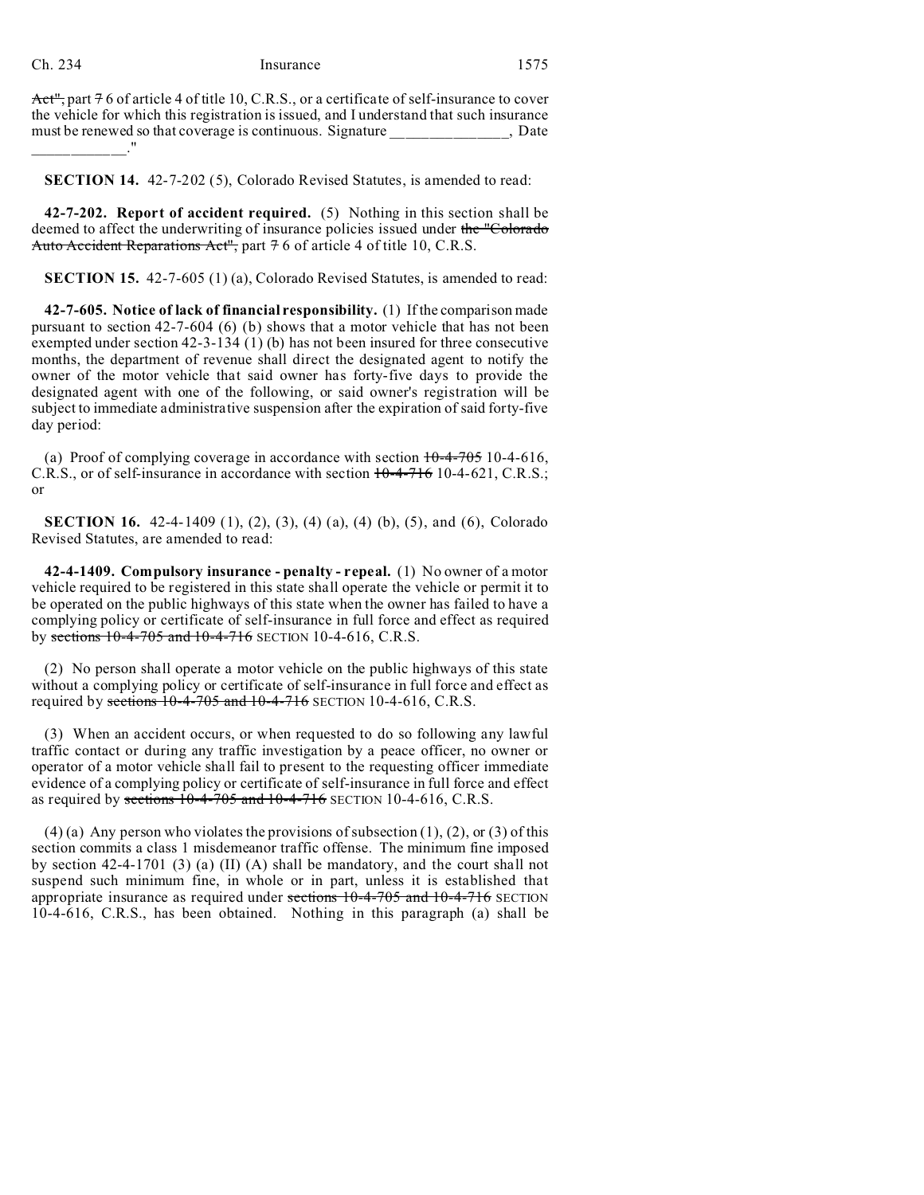~~Act",~~ part ~~7~~ 6 of article 4 of title 10, C.R.S., or a certificate of self-insurance to cover the vehicle for which this registration is issued, and I understand that such insurance must be renewed so that coverage is continuous. Signature _______________, Date ____________."

**SECTION 14.** 42-7-202 (5), Colorado Revised Statutes, is amended to read:

**42-7-202. Report of accident required.** (5) Nothing in this section shall be deemed to affect the underwriting of insurance policies issued under ~~the "Colorado Auto Accident Reparations Act",~~ part ~~7~~ 6 of article 4 of title 10, C.R.S.

**SECTION 15.** 42-7-605 (1) (a), Colorado Revised Statutes, is amended to read:

**42-7-605. Notice of lack of financial responsibility.** (1) If the comparison made pursuant to section 42-7-604 (6) (b) shows that a motor vehicle that has not been exempted under section 42-3-134 (1) (b) has not been insured for three consecutive months, the department of revenue shall direct the designated agent to notify the owner of the motor vehicle that said owner has forty-five days to provide the designated agent with one of the following, or said owner's registration will be subject to immediate administrative suspension after the expiration of said forty-five day period:

(a) Proof of complying coverage in accordance with section ~~10-4-705~~ 10-4-616, C.R.S., or of self-insurance in accordance with section ~~10-4-716~~ 10-4-621, C.R.S.; or

**SECTION 16.** 42-4-1409 (1), (2), (3), (4) (a), (4) (b), (5), and (6), Colorado Revised Statutes, are amended to read:

**42-4-1409. Compulsory insurance - penalty - repeal.** (1) No owner of a motor vehicle required to be registered in this state shall operate the vehicle or permit it to be operated on the public highways of this state when the owner has failed to have a complying policy or certificate of self-insurance in full force and effect as required by ~~sections 10-4-705 and 10-4-716~~ SECTION 10-4-616, C.R.S.

(2) No person shall operate a motor vehicle on the public highways of this state without a complying policy or certificate of self-insurance in full force and effect as required by ~~sections 10-4-705 and 10-4-716~~ SECTION 10-4-616, C.R.S.

(3) When an accident occurs, or when requested to do so following any lawful traffic contact or during any traffic investigation by a peace officer, no owner or operator of a motor vehicle shall fail to present to the requesting officer immediate evidence of a complying policy or certificate of self-insurance in full force and effect as required by ~~sections 10-4-705 and 10-4-716~~ SECTION 10-4-616, C.R.S.

(4) (a) Any person who violates the provisions of subsection (1), (2), or (3) of this section commits a class 1 misdemeanor traffic offense. The minimum fine imposed by section 42-4-1701 (3) (a) (II) (A) shall be mandatory, and the court shall not suspend such minimum fine, in whole or in part, unless it is established that appropriate insurance as required under ~~sections 10-4-705 and 10-4-716~~ SECTION 10-4-616, C.R.S., has been obtained. Nothing in this paragraph (a) shall be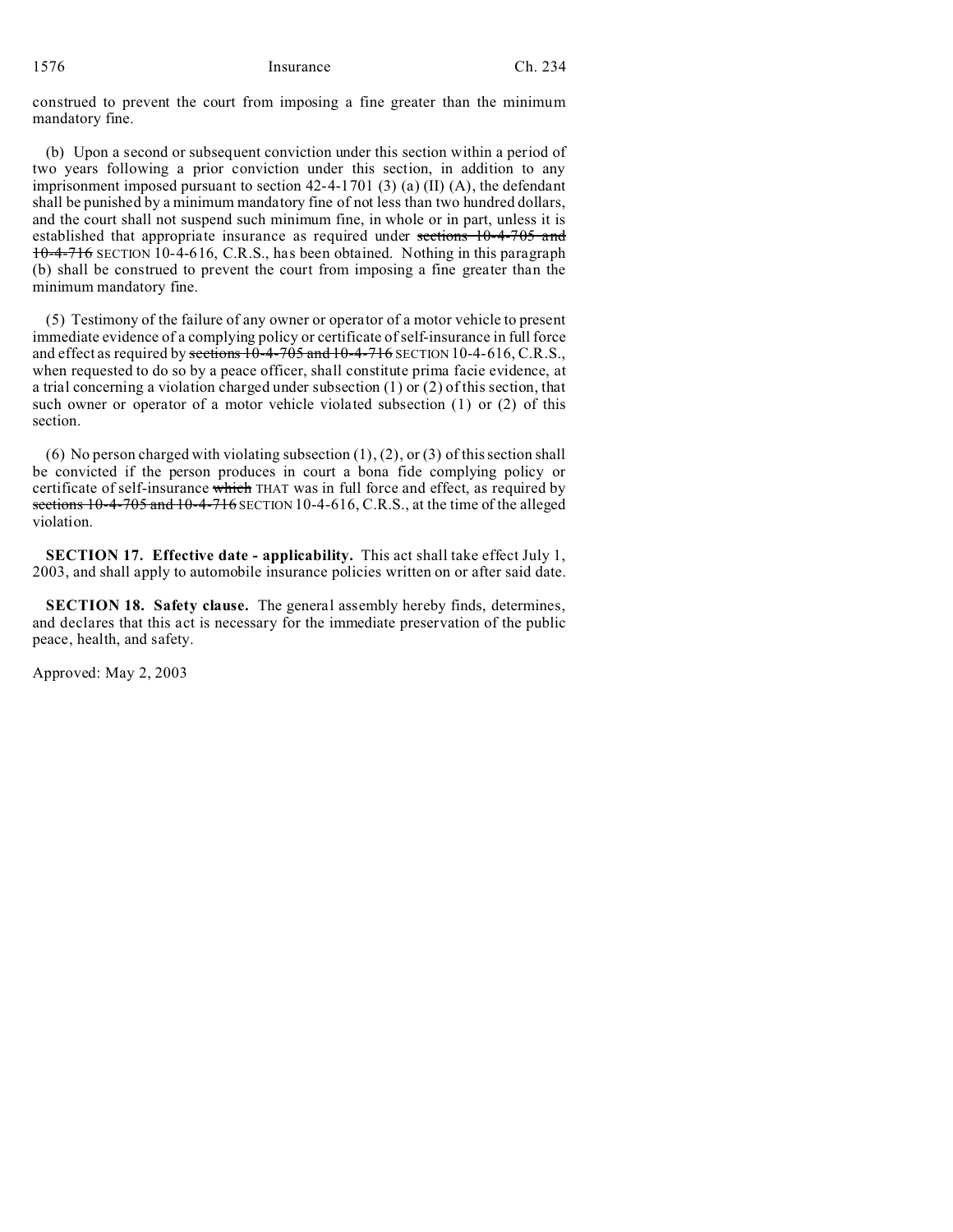construed to prevent the court from imposing a fine greater than the minimum mandatory fine.

(b) Upon a second or subsequent conviction under this section within a period of two years following a prior conviction under this section, in addition to any imprisonment imposed pursuant to section 42-4-1701 (3) (a) (II) (A), the defendant shall be punished by a minimum mandatory fine of not less than two hundred dollars, and the court shall not suspend such minimum fine, in whole or in part, unless it is established that appropriate insurance as required under ~~sections 10-4-705 and 10-4-716~~ SECTION 10-4-616, C.R.S., has been obtained. Nothing in this paragraph (b) shall be construed to prevent the court from imposing a fine greater than the minimum mandatory fine.

(5) Testimony of the failure of any owner or operator of a motor vehicle to present immediate evidence of a complying policy or certificate of self-insurance in full force and effect as required by ~~sections 10-4-705 and 10-4-716~~ SECTION 10-4-616, C.R.S., when requested to do so by a peace officer, shall constitute prima facie evidence, at a trial concerning a violation charged under subsection (1) or (2) of this section, that such owner or operator of a motor vehicle violated subsection (1) or (2) of this section.

(6) No person charged with violating subsection (1), (2), or (3) of this section shall be convicted if the person produces in court a bona fide complying policy or certificate of self-insurance ~~which~~ THAT was in full force and effect, as required by ~~sections 10-4-705 and 10-4-716~~ SECTION 10-4-616, C.R.S., at the time of the alleged violation.

**SECTION 17. Effective date - applicability.** This act shall take effect July 1, 2003, and shall apply to automobile insurance policies written on or after said date.

**SECTION 18. Safety clause.** The general assembly hereby finds, determines, and declares that this act is necessary for the immediate preservation of the public peace, health, and safety.

Approved: May 2, 2003